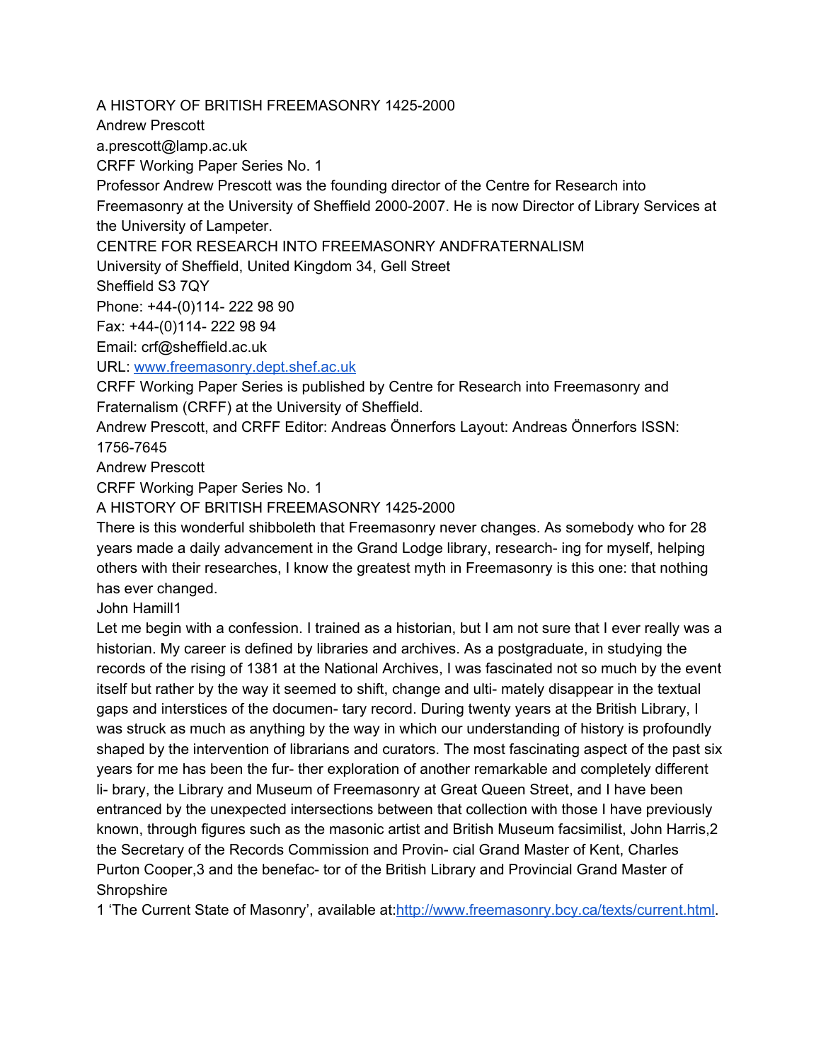# A HISTORY OF BRITISH FREEMASONRY 1425-2000

Andrew Prescott

a.prescott@lamp.ac.uk

CRFF Working Paper Series No. 1

Professor Andrew Prescott was the founding director of the Centre for Research into Freemasonry at the University of Sheffield 2000-2007. He is now Director of Library Services at the University of Lampeter.

CENTRE FOR RESEARCH INTO FREEMASONRY ANDFRATERNALISM

University of Sheffield, United Kingdom 34, Gell Street

Sheffield S3 7QY

Phone: +44-(0)114- 222 98 90

Fax: +44-(0)114- 222 98 94

Email: crf@sheffield.ac.uk

URL: [www.freemasonry.dept.shef.ac.uk](www.freemasonry.dept.shef.ac.uk)

CRFF Working Paper Series is published by Centre for Research into Freemasonry and Fraternalism (CRFF) at the University of Sheffield.

Andrew Prescott, and CRFF Editor: Andreas Önnerfors Layout: Andreas Önnerfors ISSN: 1756-7645

Andrew Prescott

CRFF Working Paper Series No. 1

## A HISTORY OF BRITISH FREEMASONRY 1425-2000

There is this wonderful shibboleth that Freemasonry never changes. As somebody who for 28 years made a daily advancement in the Grand Lodge library, research- ing for myself, helping others with their researches, I know the greatest myth in Freemasonry is this one: that nothing has ever changed.

John Hamill[1]

Let me begin with a confession. I trained as a historian, but I am not sure that I ever really was a historian. My career is defined by libraries and archives. As a postgraduate, in studying the records of the rising of 1381 at the National Archives, I was fascinated not so much by the event itself but rather by the way it seemed to shift, change and ulti- mately disappear in the textual gaps and interstices of the documen- tary record. During twenty years at the British Library, I was struck as much as anything by the way in which our understanding of history is profoundly shaped by the intervention of librarians and curators. The most fascinating aspect of the past six years for me has been the fur- ther exploration of another remarkable and completely different li- brary, the Library and Museum of Freemasonry at Great Queen Street, and I have been entranced by the unexpected intersections between that collection with those I have previously known, through figures such as the masonic artist and British Museum facsimilist, John Harris,[2] the Secretary of the Records Commission and Provin- cial Grand Master of Kent, Charles Purton Cooper,[3] and the benefac- tor of the British Library and Provincial Grand Master of Shropshire

1 'The Current State of Masonry', available at:[http://www.freemasonry.bcy.ca/texts/current.html](http://www.freemasonry.bcy.ca/texts/current.html).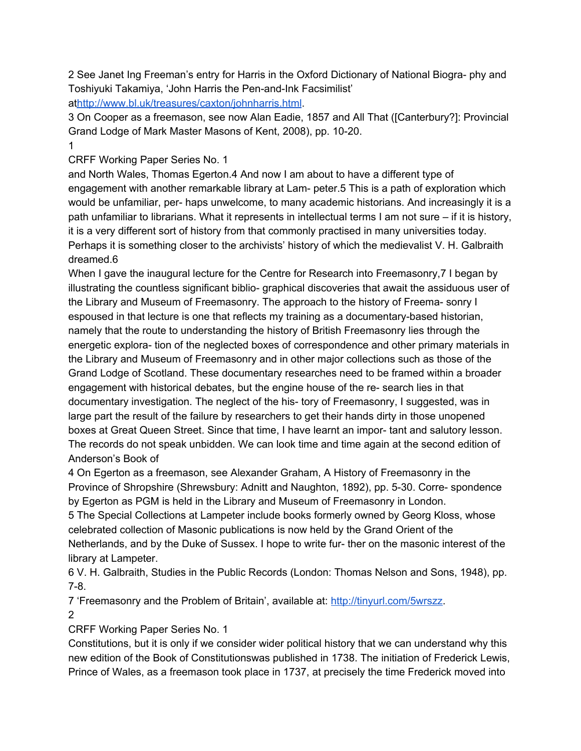2 See Janet Ing Freeman's entry for Harris in the Oxford Dictionary of National Biogra- phy and Toshiyuki Takamiya, 'John Harris the Pen-and-Ink Facsimilist' at[http://www.bl.uk/treasures/caxton/johnharris.html](http://www.bl.uk/treasures/caxton/johnharris.html).

3 On Cooper as a freemason, see now Alan Eadie, 1857 and All That ([Canterbury?]: Provincial Grand Lodge of Mark Master Masons of Kent, 2008), pp. 10-20.

and North Wales, Thomas Egerton.[4] And now I am about to have a different type of engagement with another remarkable library at Lam- peter.[5] This is a path of exploration which would be unfamiliar, per- haps unwelcome, to many academic historians. And increasingly it is a path unfamiliar to librarians. What it represents in intellectual terms I am not sure – if it is history, it is a very different sort of history from that commonly practised in many universities today. Perhaps it is something closer to the archivists' history of which the medievalist V. H. Galbraith dreamed.[6]

When I gave the inaugural lecture for the Centre for Research into Freemasonry,[7] I began by illustrating the countless significant biblio- graphical discoveries that await the assiduous user of the Library and Museum of Freemasonry. The approach to the history of Freema- sonry I espoused in that lecture is one that reflects my training as a documentary-based historian, namely that the route to understanding the history of British Freemasonry lies through the energetic explora- tion of the neglected boxes of correspondence and other primary materials in the Library and Museum of Freemasonry and in other major collections such as those of the Grand Lodge of Scotland. These documentary researches need to be framed within a broader engagement with historical debates, but the engine house of the re- search lies in that documentary investigation. The neglect of the his- tory of Freemasonry, I suggested, was in large part the result of the failure by researchers to get their hands dirty in those unopened boxes at Great Queen Street. Since that time, I have learnt an impor- tant and salutory lesson. The records do not speak unbidden. We can look time and time again at the second edition of Anderson's Book of

4 On Egerton as a freemason, see Alexander Graham, A History of Freemasonry in the Province of Shropshire (Shrewsbury: Adnitt and Naughton, 1892), pp. 5-30. Corre- spondence by Egerton as PGM is held in the Library and Museum of Freemasonry in London.

5 The Special Collections at Lampeter include books formerly owned by Georg Kloss, whose celebrated collection of Masonic publications is now held by the Grand Orient of the Netherlands, and by the Duke of Sussex. I hope to write fur- ther on the masonic interest of the library at Lampeter.

6 V. H. Galbraith, Studies in the Public Records (London: Thomas Nelson and Sons, 1948), pp. 7-8.

7 'Freemasonry and the Problem of Britain', available at: [http://tinyurl.com/5wrszz](http://tinyurl.com/5wrszz).

Constitutions, but it is only if we consider wider political history that we can understand why this new edition of the Book of Constitutionswas published in 1738. The initiation of Frederick Lewis, Prince of Wales, as a freemason took place in 1737, at precisely the time Frederick moved into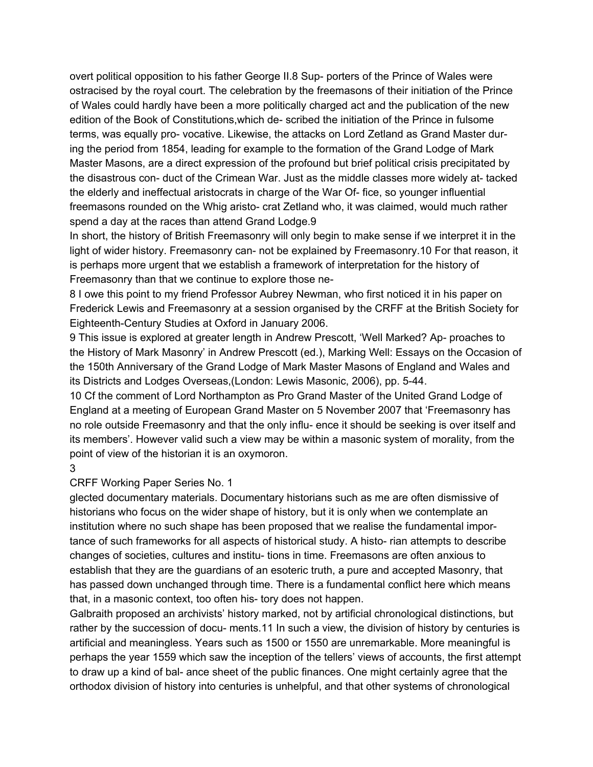overt political opposition to his father George II.[8] Sup- porters of the Prince of Wales were ostracised by the royal court. The celebration by the freemasons of their initiation of the Prince of Wales could hardly have been a more politically charged act and the publication of the new edition of the Book of Constitutions,which de- scribed the initiation of the Prince in fulsome terms, was equally pro- vocative. Likewise, the attacks on Lord Zetland as Grand Master dur- ing the period from 1854, leading for example to the formation of the Grand Lodge of Mark Master Masons, are a direct expression of the profound but brief political crisis precipitated by the disastrous con- duct of the Crimean War. Just as the middle classes more widely at- tacked the elderly and ineffectual aristocrats in charge of the War Of- fice, so younger influential freemasons rounded on the Whig aristo- crat Zetland who, it was claimed, would much rather spend a day at the races than attend Grand Lodge.[9]

In short, the history of British Freemasonry will only begin to make sense if we interpret it in the light of wider history. Freemasonry can- not be explained by Freemasonry.[10] For that reason, it is perhaps more urgent that we establish a framework of interpretation for the history of Freemasonry than that we continue to explore those ne-

8 I owe this point to my friend Professor Aubrey Newman, who first noticed it in his paper on Frederick Lewis and Freemasonry at a session organised by the CRFF at the British Society for Eighteenth-Century Studies at Oxford in January 2006.

9 This issue is explored at greater length in Andrew Prescott, 'Well Marked? Ap- proaches to the History of Mark Masonry' in Andrew Prescott (ed.), Marking Well: Essays on the Occasion of the 150th Anniversary of the Grand Lodge of Mark Master Masons of England and Wales and its Districts and Lodges Overseas,(London: Lewis Masonic, 2006), pp. 5-44.

10 Cf the comment of Lord Northampton as Pro Grand Master of the United Grand Lodge of England at a meeting of European Grand Master on 5 November 2007 that 'Freemasonry has no role outside Freemasonry and that the only influ- ence it should be seeking is over itself and its members'. However valid such a view may be within a masonic system of morality, from the point of view of the historian it is an oxymoron.

glected documentary materials. Documentary historians such as me are often dismissive of historians who focus on the wider shape of history, but it is only when we contemplate an institution where no such shape has been proposed that we realise the fundamental impor- tance of such frameworks for all aspects of historical study. A histo- rian attempts to describe changes of societies, cultures and institu- tions in time. Freemasons are often anxious to establish that they are the guardians of an esoteric truth, a pure and accepted Masonry, that has passed down unchanged through time. There is a fundamental conflict here which means that, in a masonic context, too often his- tory does not happen.

Galbraith proposed an archivists' history marked, not by artificial chronological distinctions, but rather by the succession of docu- ments.[11] In such a view, the division of history by centuries is artificial and meaningless. Years such as 1500 or 1550 are unremarkable. More meaningful is perhaps the year 1559 which saw the inception of the tellers' views of accounts, the first attempt to draw up a kind of bal- ance sheet of the public finances. One might certainly agree that the orthodox division of history into centuries is unhelpful, and that other systems of chronological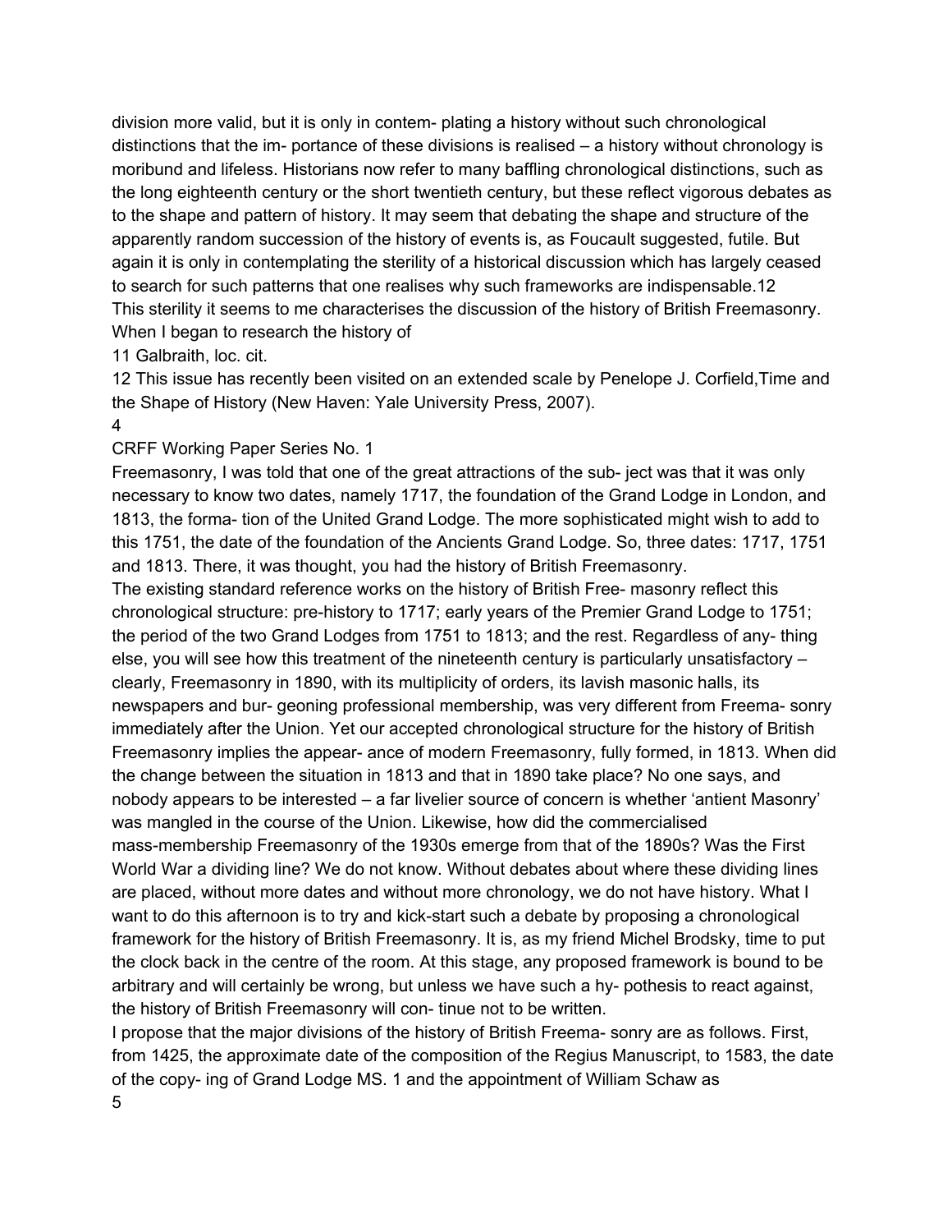division more valid, but it is only in contem- plating a history without such chronological distinctions that the im- portance of these divisions is realised – a history without chronology is moribund and lifeless. Historians now refer to many baffling chronological distinctions, such as the long eighteenth century or the short twentieth century, but these reflect vigorous debates as to the shape and pattern of history. It may seem that debating the shape and structure of the apparently random succession of the history of events is, as Foucault suggested, futile. But again it is only in contemplating the sterility of a historical discussion which has largely ceased to search for such patterns that one realises why such frameworks are indispensable.[12]

This sterility it seems to me characterises the discussion of the history of British Freemasonry. When I began to research the history of Freemasonry, I was told that one of the great attractions of the sub- ject was that it was only necessary to know two dates, namely 1717, the foundation of the Grand Lodge in London, and 1813, the forma- tion of the United Grand Lodge. The more sophisticated might wish to add to this 1751, the date of the foundation of the Ancients Grand Lodge. So, three dates: 1717, 1751 and 1813. There, it was thought, you had the history of British Freemasonry.

The existing standard reference works on the history of British Free- masonry reflect this chronological structure: pre-history to 1717; early years of the Premier Grand Lodge to 1751; the period of the two Grand Lodges from 1751 to 1813; and the rest. Regardless of any- thing else, you will see how this treatment of the nineteenth century is particularly unsatisfactory – clearly, Freemasonry in 1890, with its multiplicity of orders, its lavish masonic halls, its newspapers and bur- geoning professional membership, was very different from Freema- sonry immediately after the Union. Yet our accepted chronological structure for the history of British Freemasonry implies the appear- ance of modern Freemasonry, fully formed, in 1813. When did the change between the situation in 1813 and that in 1890 take place? No one says, and nobody appears to be interested – a far livelier source of concern is whether 'antient Masonry' was mangled in the course of the Union. Likewise, how did the commercialised mass-membership Freemasonry of the 1930s emerge from that of the 1890s? Was the First World War a dividing line? We do not know. Without debates about where these dividing lines are placed, without more dates and without more chronology, we do not have history. What I want to do this afternoon is to try and kick-start such a debate by proposing a chronological framework for the history of British Freemasonry. It is, as my friend Michel Brodsky, time to put the clock back in the centre of the room. At this stage, any proposed framework is bound to be arbitrary and will certainly be wrong, but unless we have such a hy- pothesis to react against, the history of British Freemasonry will con- tinue not to be written.

I propose that the major divisions of the history of British Freema- sonry are as follows. First, from 1425, the approximate date of the composition of the Regius Manuscript, to 1583, the date of the copy- ing of Grand Lodge MS. 1 and the appointment of William Schaw as

11 Galbraith, loc. cit.

12 This issue has recently been visited on an extended scale by Penelope J. Corfield, *Time and the Shape of History* (New Haven: Yale University Press, 2007).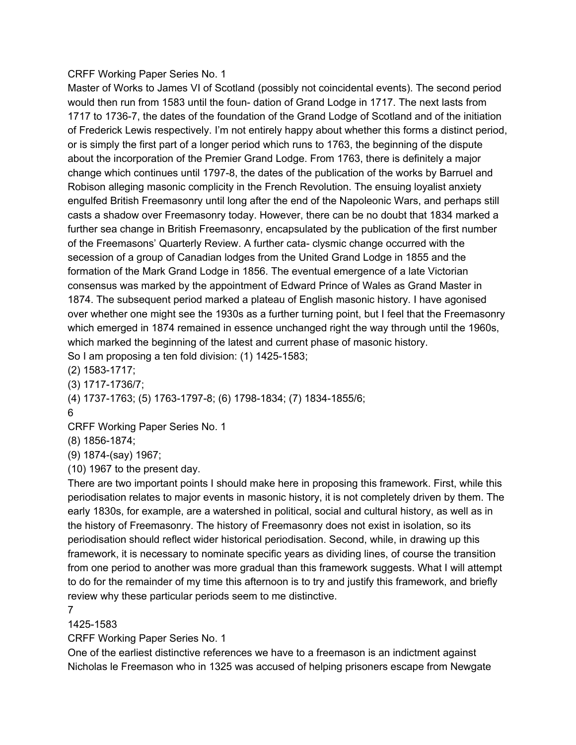Master of Works to James VI of Scotland (possibly not coincidental events). The second period would then run from 1583 until the foun- dation of Grand Lodge in 1717. The next lasts from 1717 to 1736-7, the dates of the foundation of the Grand Lodge of Scotland and of the initiation of Frederick Lewis respectively. I'm not entirely happy about whether this forms a distinct period, or is simply the first part of a longer period which runs to 1763, the beginning of the dispute about the incorporation of the Premier Grand Lodge. From 1763, there is definitely a major change which continues until 1797-8, the dates of the publication of the works by Barruel and Robison alleging masonic complicity in the French Revolution. The ensuing loyalist anxiety engulfed British Freemasonry until long after the end of the Napoleonic Wars, and perhaps still casts a shadow over Freemasonry today. However, there can be no doubt that 1834 marked a further sea change in British Freemasonry, encapsulated by the publication of the first number of the Freemasons' Quarterly Review. A further cata- clysmic change occurred with the secession of a group of Canadian lodges from the United Grand Lodge in 1855 and the formation of the Mark Grand Lodge in 1856. The eventual emergence of a late Victorian consensus was marked by the appointment of Edward Prince of Wales as Grand Master in 1874. The subsequent period marked a plateau of English masonic history. I have agonised over whether one might see the 1930s as a further turning point, but I feel that the Freemasonry which emerged in 1874 remained in essence unchanged right the way through until the 1960s, which marked the beginning of the latest and current phase of masonic history.

So I am proposing a ten fold division: (1) 1425-1583;

(2) 1583-1717;

(3) 1717-1736/7;

(4) 1737-1763; (5) 1763-1797-8; (6) 1798-1834; (7) 1834-1855/6;

(8) 1856-1874;

(9) 1874-(say) 1967;

(10) 1967 to the present day.

There are two important points I should make here in proposing this framework. First, while this periodisation relates to major events in masonic history, it is not completely driven by them. The early 1830s, for example, are a watershed in political, social and cultural history, as well as in the history of Freemasonry. The history of Freemasonry does not exist in isolation, so its periodisation should reflect wider historical periodisation. Second, while, in drawing up this framework, it is necessary to nominate specific years as dividing lines, of course the transition from one period to another was more gradual than this framework suggests. What I will attempt to do for the remainder of my time this afternoon is to try and justify this framework, and briefly review why these particular periods seem to me distinctive.

## 1425-1583

One of the earliest distinctive references we have to a freemason is an indictment against Nicholas le Freemason who in 1325 was accused of helping prisoners escape from Newgate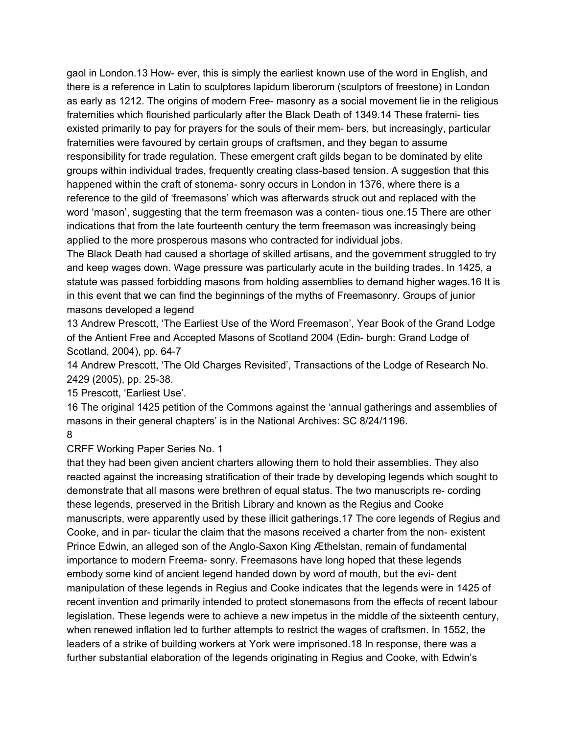gaol in London.[13] How- ever, this is simply the earliest known use of the word in English, and there is a reference in Latin to sculptores lapidum liberorum (sculptors of freestone) in London as early as 1212. The origins of modern Free- masonry as a social movement lie in the religious fraternities which flourished particularly after the Black Death of 1349.[14] These fraterni- ties existed primarily to pay for prayers for the souls of their mem- bers, but increasingly, particular fraternities were favoured by certain groups of craftsmen, and they began to assume responsibility for trade regulation. These emergent craft gilds began to be dominated by elite groups within individual trades, frequently creating class-based tension. A suggestion that this happened within the craft of stonema- sonry occurs in London in 1376, where there is a reference to the gild of 'freemasons' which was afterwards struck out and replaced with the word 'mason', suggesting that the term freemason was a conten- tious one.[15] There are other indications that from the late fourteenth century the term freemason was increasingly being applied to the more prosperous masons who contracted for individual jobs.

The Black Death had caused a shortage of skilled artisans, and the government struggled to try and keep wages down. Wage pressure was particularly acute in the building trades. In 1425, a statute was passed forbidding masons from holding assemblies to demand higher wages.[16] It is in this event that we can find the beginnings of the myths of Freemasonry. Groups of junior masons developed a legend that they had been given ancient charters allowing them to hold their assemblies. They also reacted against the increasing stratification of their trade by developing legends which sought to demonstrate that all masons were brethren of equal status. The two manuscripts re- cording these legends, preserved in the British Library and known as the Regius and Cooke manuscripts, were apparently used by these illicit gatherings.[17] The core legends of Regius and Cooke, and in par- ticular the claim that the masons received a charter from the non- existent Prince Edwin, an alleged son of the Anglo-Saxon King Æthelstan, remain of fundamental importance to modern Freema- sonry. Freemasons have long hoped that these legends embody some kind of ancient legend handed down by word of mouth, but the evi- dent manipulation of these legends in Regius and Cooke indicates that the legends were in 1425 of recent invention and primarily intended to protect stonemasons from the effects of recent labour legislation. These legends were to achieve a new impetus in the middle of the sixteenth century, when renewed inflation led to further attempts to restrict the wages of craftsmen. In 1552, the leaders of a strike of building workers at York were imprisoned.[18] In response, there was a further substantial elaboration of the legends originating in Regius and Cooke, with Edwin's

13 Andrew Prescott, 'The Earliest Use of the Word Freemason', Year Book of the Grand Lodge of the Antient Free and Accepted Masons of Scotland 2004 (Edin- burgh: Grand Lodge of Scotland, 2004), pp. 64-7

14 Andrew Prescott, 'The Old Charges Revisited', Transactions of the Lodge of Research No. 2429 (2005), pp. 25-38.

15 Prescott, 'Earliest Use'.

16 The original 1425 petition of the Commons against the 'annual gatherings and assemblies of masons in their general chapters' is in the National Archives: SC 8/24/1196.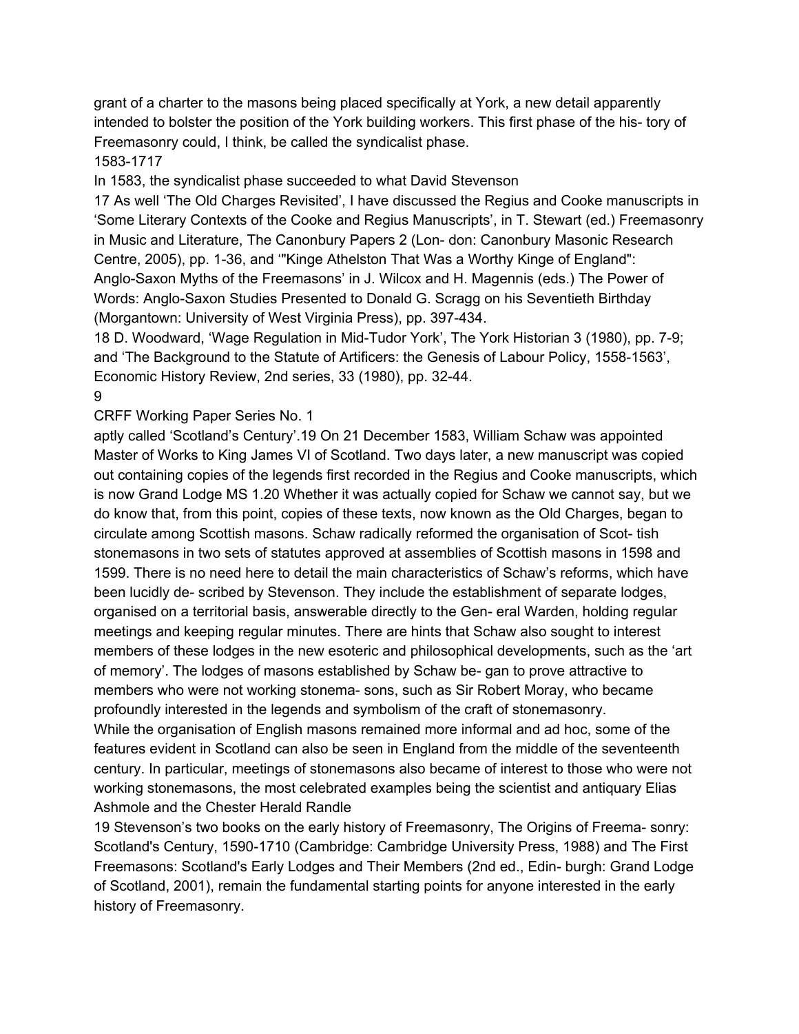grant of a charter to the masons being placed specifically at York, a new detail apparently intended to bolster the position of the York building workers. This first phase of the his- tory of Freemasonry could, I think, be called the syndicalist phase.

## 1583-1717

In 1583, the syndicalist phase succeeded to what David Stevenson aptly called 'Scotland's Century'.[19] On 21 December 1583, William Schaw was appointed Master of Works to King James VI of Scotland. Two days later, a new manuscript was copied out containing copies of the legends first recorded in the Regius and Cooke manuscripts, which is now Grand Lodge MS 1.[20] Whether it was actually copied for Schaw we cannot say, but we do know that, from this point, copies of these texts, now known as the Old Charges, began to circulate among Scottish masons. Schaw radically reformed the organisation of Scot- tish stonemasons in two sets of statutes approved at assemblies of Scottish masons in 1598 and 1599. There is no need here to detail the main characteristics of Schaw's reforms, which have been lucidly de- scribed by Stevenson. They include the establishment of separate lodges, organised on a territorial basis, answerable directly to the Gen- eral Warden, holding regular meetings and keeping regular minutes. There are hints that Schaw also sought to interest members of these lodges in the new esoteric and philosophical developments, such as the 'art of memory'. The lodges of masons established by Schaw be- gan to prove attractive to members who were not working stonema- sons, such as Sir Robert Moray, who became profoundly interested in the legends and symbolism of the craft of stonemasonry.

While the organisation of English masons remained more informal and ad hoc, some of the features evident in Scotland can also be seen in England from the middle of the seventeenth century. In particular, meetings of stonemasons also became of interest to those who were not working stonemasons, the most celebrated examples being the scientist and antiquary Elias Ashmole and the Chester Herald Randle

---

17 As well 'The Old Charges Revisited', I have discussed the Regius and Cooke manuscripts in 'Some Literary Contexts of the Cooke and Regius Manuscripts', in T. Stewart (ed.) Freemasonry in Music and Literature, The Canonbury Papers 2 (Lon- don: Canonbury Masonic Research Centre, 2005), pp. 1-36, and '"Kinge Athelston That Was a Worthy Kinge of England": Anglo-Saxon Myths of the Freemasons' in J. Wilcox and H. Magennis (eds.) The Power of Words: Anglo-Saxon Studies Presented to Donald G. Scragg on his Seventieth Birthday (Morgantown: University of West Virginia Press), pp. 397-434.

18 D. Woodward, 'Wage Regulation in Mid-Tudor York', The York Historian 3 (1980), pp. 7-9; and 'The Background to the Statute of Artificers: the Genesis of Labour Policy, 1558-1563', Economic History Review, 2nd series, 33 (1980), pp. 32-44.

19 Stevenson's two books on the early history of Freemasonry, The Origins of Freema- sonry: Scotland's Century, 1590-1710 (Cambridge: Cambridge University Press, 1988) and The First Freemasons: Scotland's Early Lodges and Their Members (2nd ed., Edin- burgh: Grand Lodge of Scotland, 2001), remain the fundamental starting points for anyone interested in the early history of Freemasonry.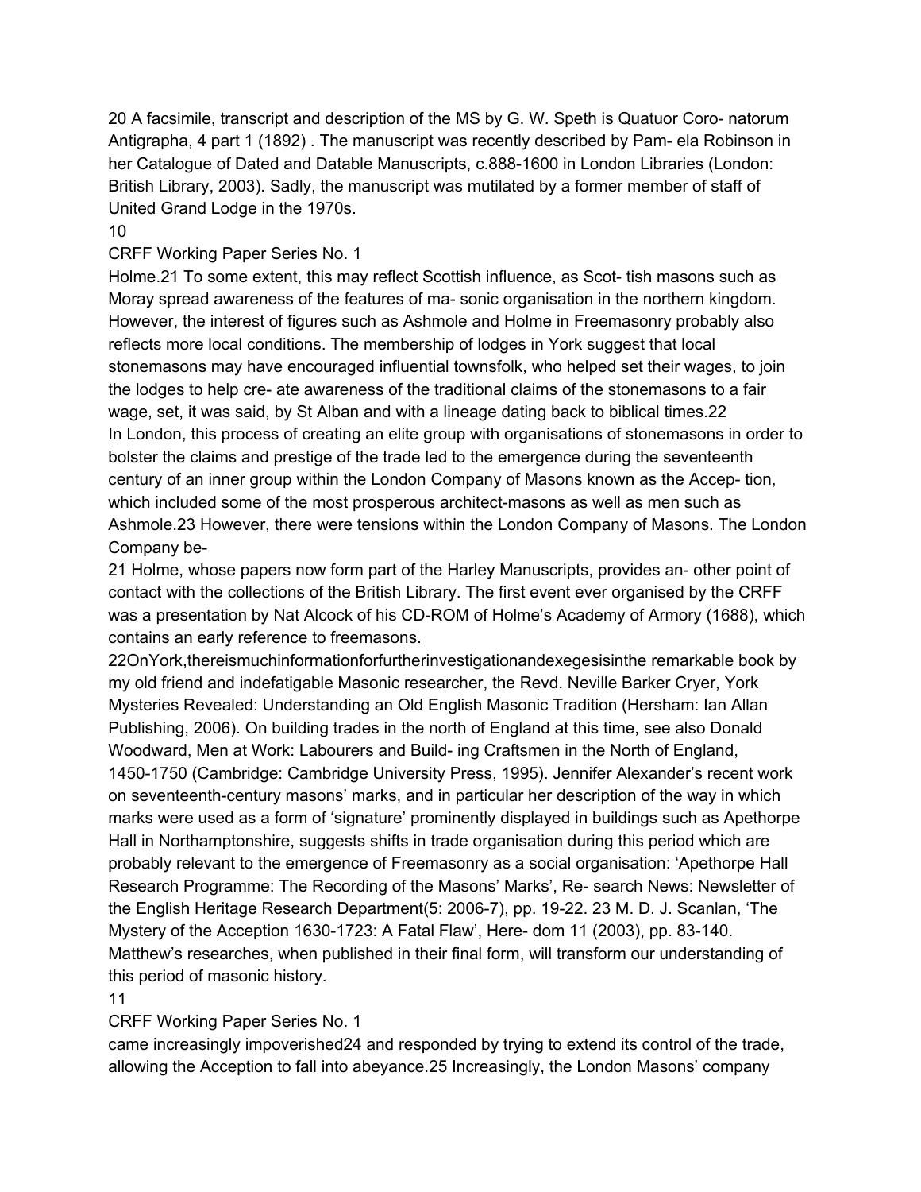20 A facsimile, transcript and description of the MS by G. W. Speth is Quatuor Coro- natorum Antigrapha, 4 part 1 (1892) . The manuscript was recently described by Pam- ela Robinson in her Catalogue of Dated and Datable Manuscripts, c.888-1600 in London Libraries (London: British Library, 2003). Sadly, the manuscript was mutilated by a former member of staff of United Grand Lodge in the 1970s.

Holme.[21] To some extent, this may reflect Scottish influence, as Scot- tish masons such as Moray spread awareness of the features of ma- sonic organisation in the northern kingdom. However, the interest of figures such as Ashmole and Holme in Freemasonry probably also reflects more local conditions. The membership of lodges in York suggest that local stonemasons may have encouraged influential townsfolk, who helped set their wages, to join the lodges to help cre- ate awareness of the traditional claims of the stonemasons to a fair wage, set, it was said, by St Alban and with a lineage dating back to biblical times.[22]

In London, this process of creating an elite group with organisations of stonemasons in order to bolster the claims and prestige of the trade led to the emergence during the seventeenth century of an inner group within the London Company of Masons known as the Accep- tion, which included some of the most prosperous architect-masons as well as men such as Ashmole.[23] However, there were tensions within the London Company of Masons. The London Company be-

21 Holme, whose papers now form part of the Harley Manuscripts, provides an- other point of contact with the collections of the British Library. The first event ever organised by the CRFF was a presentation by Nat Alcock of his CD-ROM of Holme's Academy of Armory (1688), which contains an early reference to freemasons.

22OnYork,thereismuchinformationforfurtherinvestigationandexegesisinthe remarkable book by my old friend and indefatigable Masonic researcher, the Revd. Neville Barker Cryer, York Mysteries Revealed: Understanding an Old English Masonic Tradition (Hersham: Ian Allan Publishing, 2006). On building trades in the north of England at this time, see also Donald Woodward, Men at Work: Labourers and Build- ing Craftsmen in the North of England, 1450-1750 (Cambridge: Cambridge University Press, 1995). Jennifer Alexander's recent work on seventeenth-century masons' marks, and in particular her description of the way in which marks were used as a form of 'signature' prominently displayed in buildings such as Apethorpe Hall in Northamptonshire, suggests shifts in trade organisation during this period which are probably relevant to the emergence of Freemasonry as a social organisation: 'Apethorpe Hall Research Programme: The Recording of the Masons' Marks', Re- search News: Newsletter of the English Heritage Research Department(5: 2006-7), pp. 19-22. 23 M. D. J. Scanlan, 'The Mystery of the Acception 1630-1723: A Fatal Flaw', Here- dom 11 (2003), pp. 83-140. Matthew's researches, when published in their final form, will transform our understanding of this period of masonic history.

came increasingly impoverished[24] and responded by trying to extend its control of the trade, allowing the Acception to fall into abeyance.[25] Increasingly, the London Masons' company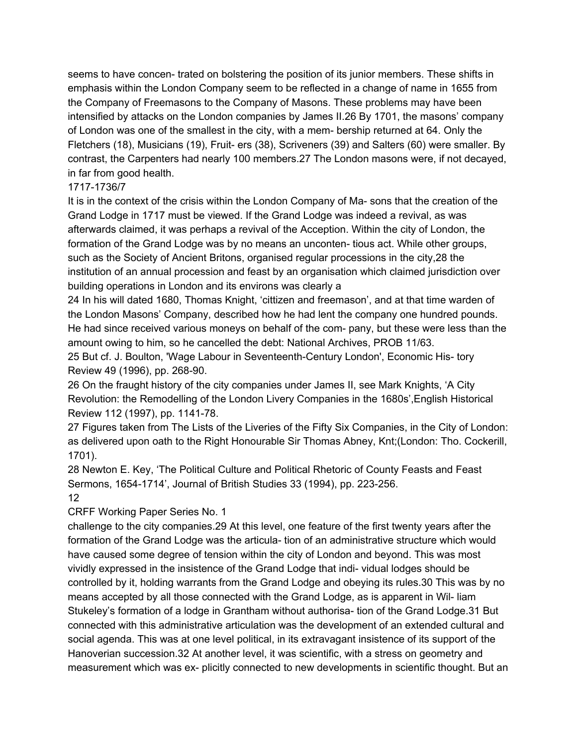seems to have concen- trated on bolstering the position of its junior members. These shifts in emphasis within the London Company seem to be reflected in a change of name in 1655 from the Company of Freemasons to the Company of Masons. These problems may have been intensified by attacks on the London companies by James II.[26] By 1701, the masons' company of London was one of the smallest in the city, with a mem- bership returned at 64. Only the Fletchers (18), Musicians (19), Fruit- ers (38), Scriveners (39) and Salters (60) were smaller. By contrast, the Carpenters had nearly 100 members.[27] The London masons were, if not decayed, in far from good health.

## 1717-1736/7

It is in the context of the crisis within the London Company of Ma- sons that the creation of the Grand Lodge in 1717 must be viewed. If the Grand Lodge was indeed a revival, as was afterwards claimed, it was perhaps a revival of the Acception. Within the city of London, the formation of the Grand Lodge was by no means an unconten- tious act. While other groups, such as the Society of Ancient Britons, organised regular processions in the city,[28] the institution of an annual procession and feast by an organisation which claimed jurisdiction over building operations in London and its environs was clearly a challenge to the city companies.[29] At this level, one feature of the first twenty years after the formation of the Grand Lodge was the articula- tion of an administrative structure which would have caused some degree of tension within the city of London and beyond. This was most vividly expressed in the insistence of the Grand Lodge that indi- vidual lodges should be controlled by it, holding warrants from the Grand Lodge and obeying its rules.[30] This was by no means accepted by all those connected with the Grand Lodge, as is apparent in Wil- liam Stukeley's formation of a lodge in Grantham without authorisa- tion of the Grand Lodge.[31] But connected with this administrative articulation was the development of an extended cultural and social agenda. This was at one level political, in its extravagant insistence of its support of the Hanoverian succession.[32] At another level, it was scientific, with a stress on geometry and measurement which was ex- plicitly connected to new developments in scientific thought. But an

24 In his will dated 1680, Thomas Knight, 'cittizen and freemason', and at that time warden of the London Masons' Company, described how he had lent the company one hundred pounds. He had since received various moneys on behalf of the com- pany, but these were less than the amount owing to him, so he cancelled the debt: National Archives, PROB 11/63.

25 But cf. J. Boulton, 'Wage Labour in Seventeenth-Century London', Economic His- tory Review 49 (1996), pp. 268-90.

26 On the fraught history of the city companies under James II, see Mark Knights, 'A City Revolution: the Remodelling of the London Livery Companies in the 1680s', English Historical Review 112 (1997), pp. 1141-78.

27 Figures taken from The Lists of the Liveries of the Fifty Six Companies, in the City of London: as delivered upon oath to the Right Honourable Sir Thomas Abney, Knt; (London: Tho. Cockerill, 1701).

28 Newton E. Key, 'The Political Culture and Political Rhetoric of County Feasts and Feast Sermons, 1654-1714', Journal of British Studies 33 (1994), pp. 223-256.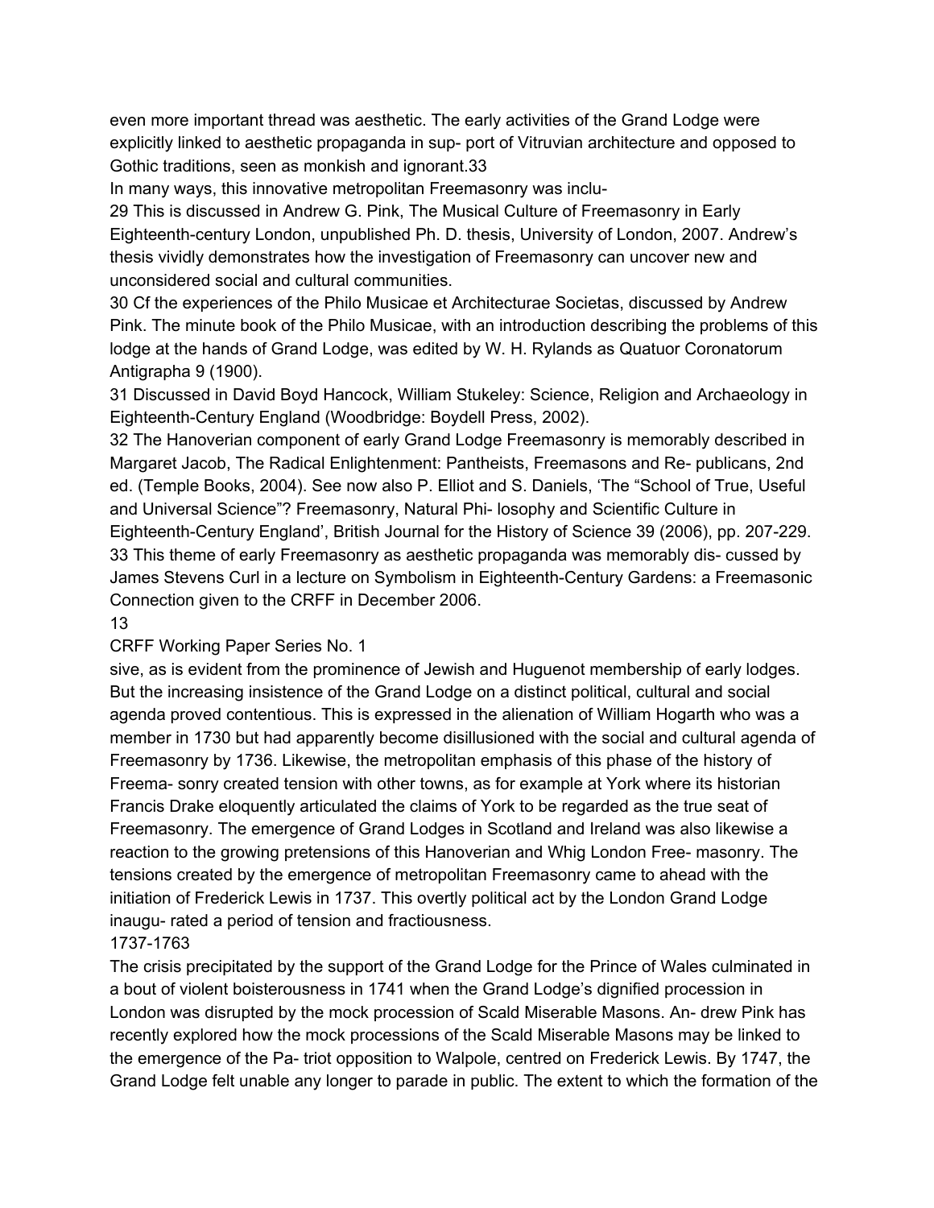even more important thread was aesthetic. The early activities of the Grand Lodge were explicitly linked to aesthetic propaganda in support of Vitruvian architecture and opposed to Gothic traditions, seen as monkish and ignorant.[33]

In many ways, this innovative metropolitan Freemasonry was inclusive, as is evident from the prominence of Jewish and Huguenot membership of early lodges. But the increasing insistence of the Grand Lodge on a distinct political, cultural and social agenda proved contentious. This is expressed in the alienation of William Hogarth who was a member in 1730 but had apparently become disillusioned with the social and cultural agenda of Freemasonry by 1736. Likewise, the metropolitan emphasis of this phase of the history of Freemasonry created tension with other towns, as for example at York where its historian Francis Drake eloquently articulated the claims of York to be regarded as the true seat of Freemasonry. The emergence of Grand Lodges in Scotland and Ireland was also likewise a reaction to the growing pretensions of this Hanoverian and Whig London Freemasonry. The tensions created by the emergence of metropolitan Freemasonry came to ahead with the initiation of Frederick Lewis in 1737. This overtly political act by the London Grand Lodge inaugurated a period of tension and fractiousness.

## 1737-1763

The crisis precipitated by the support of the Grand Lodge for the Prince of Wales culminated in a bout of violent boisterousness in 1741 when the Grand Lodge's dignified procession in London was disrupted by the mock procession of Scald Miserable Masons. Andrew Pink has recently explored how the mock processions of the Scald Miserable Masons may be linked to the emergence of the Patriot opposition to Walpole, centred on Frederick Lewis. By 1747, the Grand Lodge felt unable any longer to parade in public. The extent to which the formation of the

29 This is discussed in Andrew G. Pink, The Musical Culture of Freemasonry in Early Eighteenth-century London, unpublished Ph. D. thesis, University of London, 2007. Andrew's thesis vividly demonstrates how the investigation of Freemasonry can uncover new and unconsidered social and cultural communities.

30 Cf the experiences of the Philo Musicae et Architecturae Societas, discussed by Andrew Pink. The minute book of the Philo Musicae, with an introduction describing the problems of this lodge at the hands of Grand Lodge, was edited by W. H. Rylands as Quatuor Coronatorum Antigrapha 9 (1900).

31 Discussed in David Boyd Hancock, William Stukeley: Science, Religion and Archaeology in Eighteenth-Century England (Woodbridge: Boydell Press, 2002).

32 The Hanoverian component of early Grand Lodge Freemasonry is memorably described in Margaret Jacob, The Radical Enlightenment: Pantheists, Freemasons and Republicans, 2nd ed. (Temple Books, 2004). See now also P. Elliot and S. Daniels, 'The "School of True, Useful and Universal Science"? Freemasonry, Natural Philosophy and Scientific Culture in Eighteenth-Century England', British Journal for the History of Science 39 (2006), pp. 207-229.

33 This theme of early Freemasonry as aesthetic propaganda was memorably discussed by James Stevens Curl in a lecture on Symbolism in Eighteenth-Century Gardens: a Freemasonic Connection given to the CRFF in December 2006.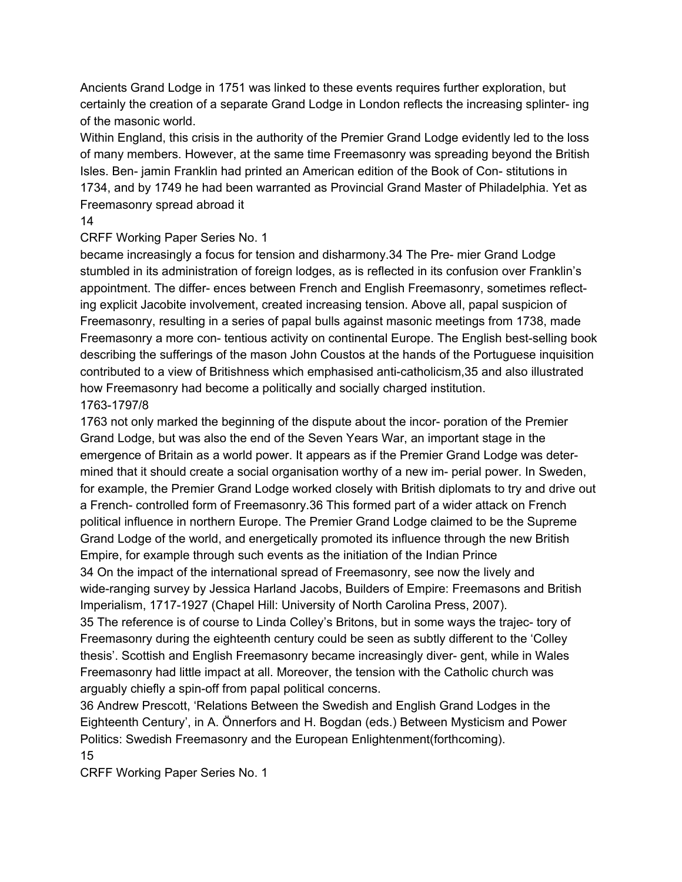Ancients Grand Lodge in 1751 was linked to these events requires further exploration, but certainly the creation of a separate Grand Lodge in London reflects the increasing splinter- ing of the masonic world.

Within England, this crisis in the authority of the Premier Grand Lodge evidently led to the loss of many members. However, at the same time Freemasonry was spreading beyond the British Isles. Ben- jamin Franklin had printed an American edition of the Book of Con- stitutions in 1734, and by 1749 he had been warranted as Provincial Grand Master of Philadelphia. Yet as Freemasonry spread abroad it became increasingly a focus for tension and disharmony.[34] The Pre- mier Grand Lodge stumbled in its administration of foreign lodges, as is reflected in its confusion over Franklin's appointment. The differ- ences between French and English Freemasonry, sometimes reflect- ing explicit Jacobite involvement, created increasing tension. Above all, papal suspicion of Freemasonry, resulting in a series of papal bulls against masonic meetings from 1738, made Freemasonry a more con- tentious activity on continental Europe. The English best-selling book describing the sufferings of the mason John Coustos at the hands of the Portuguese inquisition contributed to a view of Britishness which emphasised anti-catholicism,[35] and also illustrated how Freemasonry had become a politically and socially charged institution.

## 1763-1797/8

1763 not only marked the beginning of the dispute about the incor- poration of the Premier Grand Lodge, but was also the end of the Seven Years War, an important stage in the emergence of Britain as a world power. It appears as if the Premier Grand Lodge was deter- mined that it should create a social organisation worthy of a new im- perial power. In Sweden, for example, the Premier Grand Lodge worked closely with British diplomats to try and drive out a French- controlled form of Freemasonry.[36] This formed part of a wider attack on French political influence in northern Europe. The Premier Grand Lodge claimed to be the Supreme Grand Lodge of the world, and energetically promoted its influence through the new British Empire, for example through such events as the initiation of the Indian Prince

34 On the impact of the international spread of Freemasonry, see now the lively and wide-ranging survey by Jessica Harland Jacobs, Builders of Empire: Freemasons and British Imperialism, 1717-1927 (Chapel Hill: University of North Carolina Press, 2007).

35 The reference is of course to Linda Colley's Britons, but in some ways the trajec- tory of Freemasonry during the eighteenth century could be seen as subtly different to the 'Colley thesis'. Scottish and English Freemasonry became increasingly diver- gent, while in Wales Freemasonry had little impact at all. Moreover, the tension with the Catholic church was arguably chiefly a spin-off from papal political concerns.

36 Andrew Prescott, 'Relations Between the Swedish and English Grand Lodges in the Eighteenth Century', in A. Önnerfors and H. Bogdan (eds.) Between Mysticism and Power Politics: Swedish Freemasonry and the European Enlightenment(forthcoming).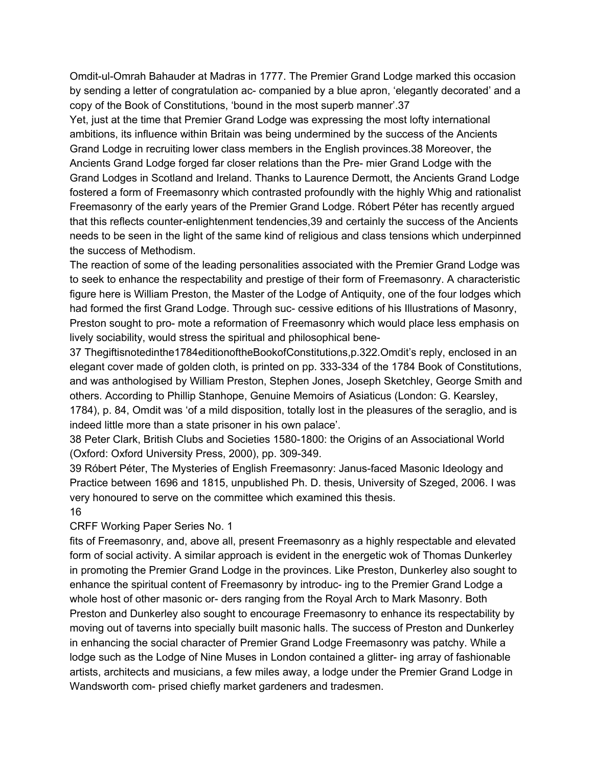Omdit-ul-Omrah Bahauder at Madras in 1777. The Premier Grand Lodge marked this occasion by sending a letter of congratulation ac- companied by a blue apron, 'elegantly decorated' and a copy of the Book of Constitutions, 'bound in the most superb manner'.[37]

Yet, just at the time that Premier Grand Lodge was expressing the most lofty international ambitions, its influence within Britain was being undermined by the success of the Ancients Grand Lodge in recruiting lower class members in the English provinces.[38] Moreover, the Ancients Grand Lodge forged far closer relations than the Pre- mier Grand Lodge with the Grand Lodges in Scotland and Ireland. Thanks to Laurence Dermott, the Ancients Grand Lodge fostered a form of Freemasonry which contrasted profoundly with the highly Whig and rationalist Freemasonry of the early years of the Premier Grand Lodge. Róbert Péter has recently argued that this reflects counter-enlightenment tendencies,[39] and certainly the success of the Ancients needs to be seen in the light of the same kind of religious and class tensions which underpinned the success of Methodism.

The reaction of some of the leading personalities associated with the Premier Grand Lodge was to seek to enhance the respectability and prestige of their form of Freemasonry. A characteristic figure here is William Preston, the Master of the Lodge of Antiquity, one of the four lodges which had formed the first Grand Lodge. Through suc- cessive editions of his Illustrations of Masonry, Preston sought to pro- mote a reformation of Freemasonry which would place less emphasis on lively sociability, would stress the spiritual and philosophical bene- fits of Freemasonry, and, above all, present Freemasonry as a highly respectable and elevated form of social activity. A similar approach is evident in the energetic wok of Thomas Dunkerley in promoting the Premier Grand Lodge in the provinces. Like Preston, Dunkerley also sought to enhance the spiritual content of Freemasonry by introduc- ing to the Premier Grand Lodge a whole host of other masonic or- ders ranging from the Royal Arch to Mark Masonry. Both Preston and Dunkerley also sought to encourage Freemasonry to enhance its respectability by moving out of taverns into specially built masonic halls. The success of Preston and Dunkerley in enhancing the social character of Premier Grand Lodge Freemasonry was patchy. While a lodge such as the Lodge of Nine Muses in London contained a glitter- ing array of fashionable artists, architects and musicians, a few miles away, a lodge under the Premier Grand Lodge in Wandsworth com- prised chiefly market gardeners and tradesmen.

---

37 ThegiftisnotedintheI784editionoftheBookofConstitutions,p.322.Omdit's reply, enclosed in an elegant cover made of golden cloth, is printed on pp. 333-334 of the 1784 Book of Constitutions, and was anthologised by William Preston, Stephen Jones, Joseph Sketchley, George Smith and others. According to Phillip Stanhope, Genuine Memoirs of Asiaticus (London: G. Kearsley, 1784), p. 84, Omdit was 'of a mild disposition, totally lost in the pleasures of the seraglio, and is indeed little more than a state prisoner in his own palace'.

38 Peter Clark, British Clubs and Societies 1580-1800: the Origins of an Associational World (Oxford: Oxford University Press, 2000), pp. 309-349.

39 Róbert Péter, The Mysteries of English Freemasonry: Janus-faced Masonic Ideology and Practice between 1696 and 1815, unpublished Ph. D. thesis, University of Szeged, 2006. I was very honoured to serve on the committee which examined this thesis.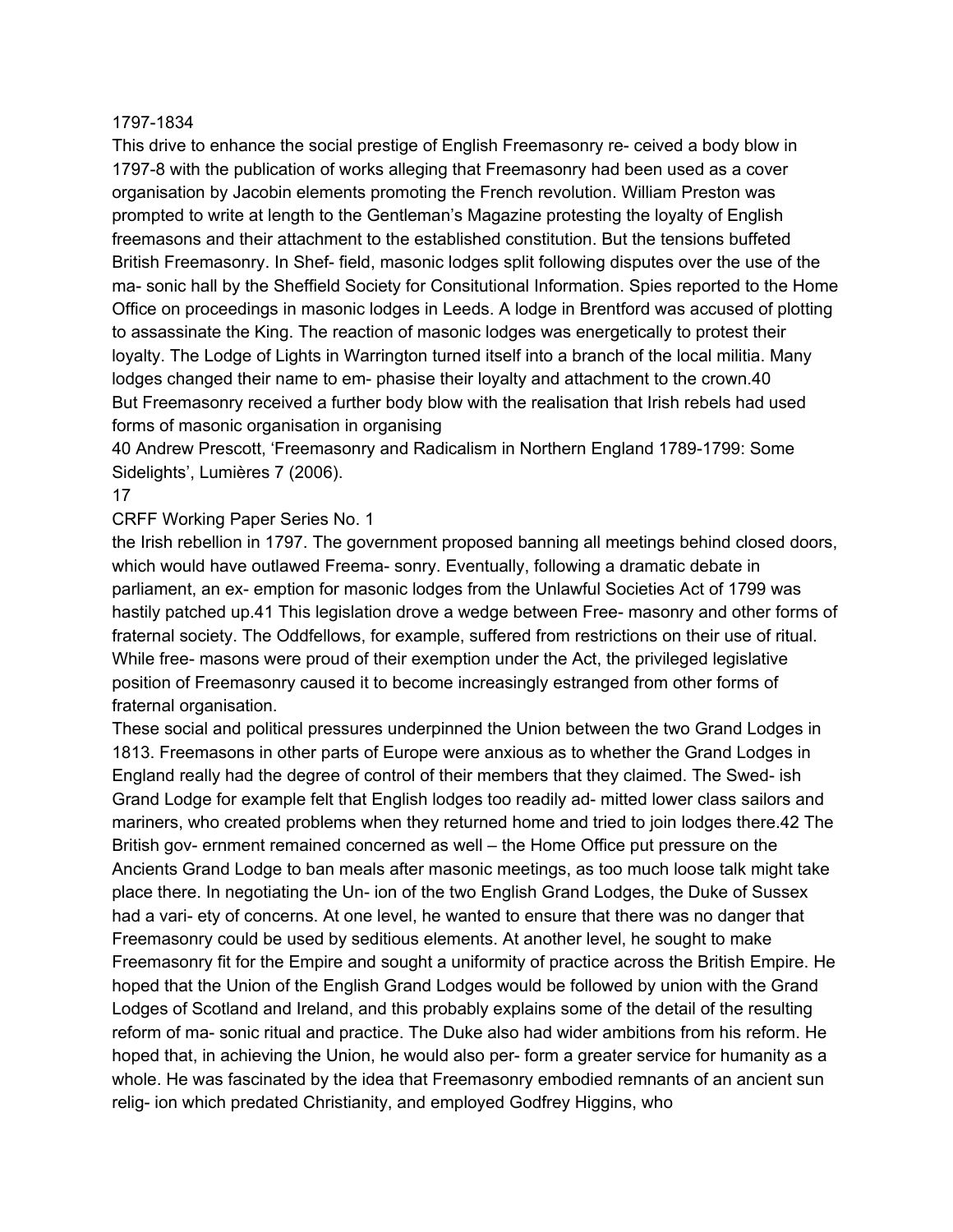## 1797-1834

This drive to enhance the social prestige of English Freemasonry re- ceived a body blow in 1797-8 with the publication of works alleging that Freemasonry had been used as a cover organisation by Jacobin elements promoting the French revolution. William Preston was prompted to write at length to the Gentleman's Magazine protesting the loyalty of English freemasons and their attachment to the established constitution. But the tensions buffeted British Freemasonry. In Shef- field, masonic lodges split following disputes over the use of the ma- sonic hall by the Sheffield Society for Consitutional Information. Spies reported to the Home Office on proceedings in masonic lodges in Leeds. A lodge in Brentford was accused of plotting to assassinate the King. The reaction of masonic lodges was energetically to protest their loyalty. The Lodge of Lights in Warrington turned itself into a branch of the local militia. Many lodges changed their name to em- phasise their loyalty and attachment to the crown.[40]

But Freemasonry received a further body blow with the realisation that Irish rebels had used forms of masonic organisation in organising the Irish rebellion in 1797. The government proposed banning all meetings behind closed doors, which would have outlawed Freema- sonry. Eventually, following a dramatic debate in parliament, an ex- emption for masonic lodges from the Unlawful Societies Act of 1799 was hastily patched up.[41] This legislation drove a wedge between Free- masonry and other forms of fraternal society. The Oddfellows, for example, suffered from restrictions on their use of ritual. While free- masons were proud of their exemption under the Act, the privileged legislative position of Freemasonry caused it to become increasingly estranged from other forms of fraternal organisation.

These social and political pressures underpinned the Union between the two Grand Lodges in 1813. Freemasons in other parts of Europe were anxious as to whether the Grand Lodges in England really had the degree of control of their members that they claimed. The Swed- ish Grand Lodge for example felt that English lodges too readily ad- mitted lower class sailors and mariners, who created problems when they returned home and tried to join lodges there.[42] The British gov- ernment remained concerned as well – the Home Office put pressure on the Ancients Grand Lodge to ban meals after masonic meetings, as too much loose talk might take place there. In negotiating the Un- ion of the two English Grand Lodges, the Duke of Sussex had a vari- ety of concerns. At one level, he wanted to ensure that there was no danger that Freemasonry could be used by seditious elements. At another level, he sought to make Freemasonry fit for the Empire and sought a uniformity of practice across the British Empire. He hoped that the Union of the English Grand Lodges would be followed by union with the Grand Lodges of Scotland and Ireland, and this probably explains some of the detail of the resulting reform of ma- sonic ritual and practice. The Duke also had wider ambitions from his reform. He hoped that, in achieving the Union, he would also per- form a greater service for humanity as a whole. He was fascinated by the idea that Freemasonry embodied remnants of an ancient sun relig- ion which predated Christianity, and employed Godfrey Higgins, who

[40] Andrew Prescott, 'Freemasonry and Radicalism in Northern England 1789-1799: Some Sidelights', Lumières 7 (2006).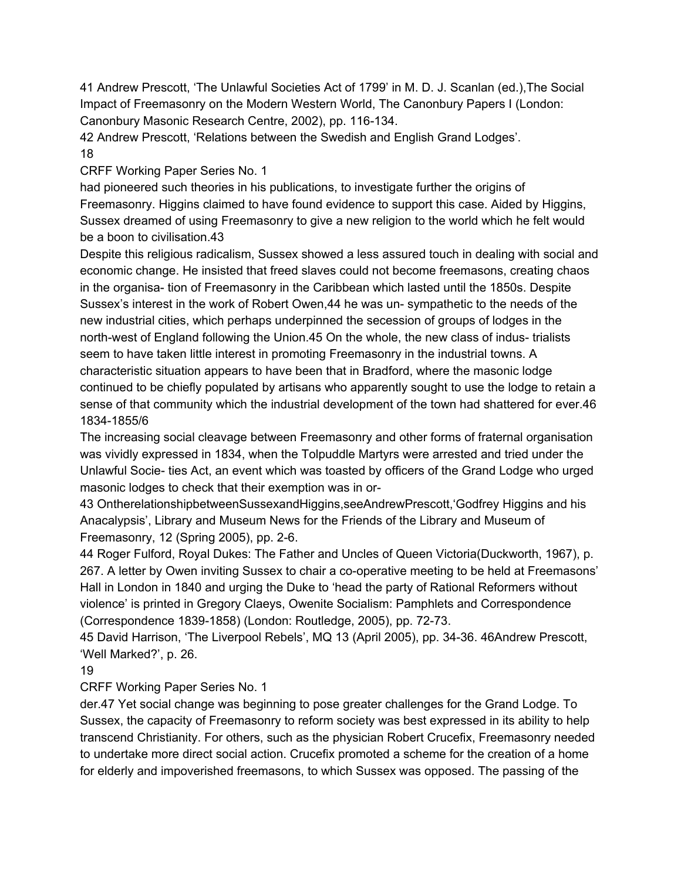41 Andrew Prescott, 'The Unlawful Societies Act of 1799' in M. D. J. Scanlan (ed.),The Social Impact of Freemasonry on the Modern Western World, The Canonbury Papers I (London: Canonbury Masonic Research Centre, 2002), pp. 116-134.

42 Andrew Prescott, 'Relations between the Swedish and English Grand Lodges'.

had pioneered such theories in his publications, to investigate further the origins of Freemasonry. Higgins claimed to have found evidence to support this case. Aided by Higgins, Sussex dreamed of using Freemasonry to give a new religion to the world which he felt would be a boon to civilisation.[43]

Despite this religious radicalism, Sussex showed a less assured touch in dealing with social and economic change. He insisted that freed slaves could not become freemasons, creating chaos in the organisa- tion of Freemasonry in the Caribbean which lasted until the 1850s. Despite Sussex's interest in the work of Robert Owen,[44] he was un- sympathetic to the needs of the new industrial cities, which perhaps underpinned the secession of groups of lodges in the north-west of England following the Union.[45] On the whole, the new class of indus- trialists seem to have taken little interest in promoting Freemasonry in the industrial towns. A characteristic situation appears to have been that in Bradford, where the masonic lodge continued to be chiefly populated by artisans who apparently sought to use the lodge to retain a sense of that community which the industrial development of the town had shattered for ever.[46]

## 1834-1855/6

The increasing social cleavage between Freemasonry and other forms of fraternal organisation was vividly expressed in 1834, when the Tolpuddle Martyrs were arrested and tried under the Unlawful Socie- ties Act, an event which was toasted by officers of the Grand Lodge who urged masonic lodges to check that their exemption was in or-

43 OntherelationshipbetweenSussexandHiggins,seeAndrewPrescott,'Godfrey Higgins and his Anacalypsis', Library and Museum News for the Friends of the Library and Museum of Freemasonry, 12 (Spring 2005), pp. 2-6.

44 Roger Fulford, Royal Dukes: The Father and Uncles of Queen Victoria(Duckworth, 1967), p. 267. A letter by Owen inviting Sussex to chair a co-operative meeting to be held at Freemasons' Hall in London in 1840 and urging the Duke to 'head the party of Rational Reformers without violence' is printed in Gregory Claeys, Owenite Socialism: Pamphlets and Correspondence (Correspondence 1839-1858) (London: Routledge, 2005), pp. 72-73.

45 David Harrison, 'The Liverpool Rebels', MQ 13 (April 2005), pp. 34-36.

46 Andrew Prescott, 'Well Marked?', p. 26.

der.[47] Yet social change was beginning to pose greater challenges for the Grand Lodge. To Sussex, the capacity of Freemasonry to reform society was best expressed in its ability to help transcend Christianity. For others, such as the physician Robert Crucefix, Freemasonry needed to undertake more direct social action. Crucefix promoted a scheme for the creation of a home for elderly and impoverished freemasons, to which Sussex was opposed. The passing of the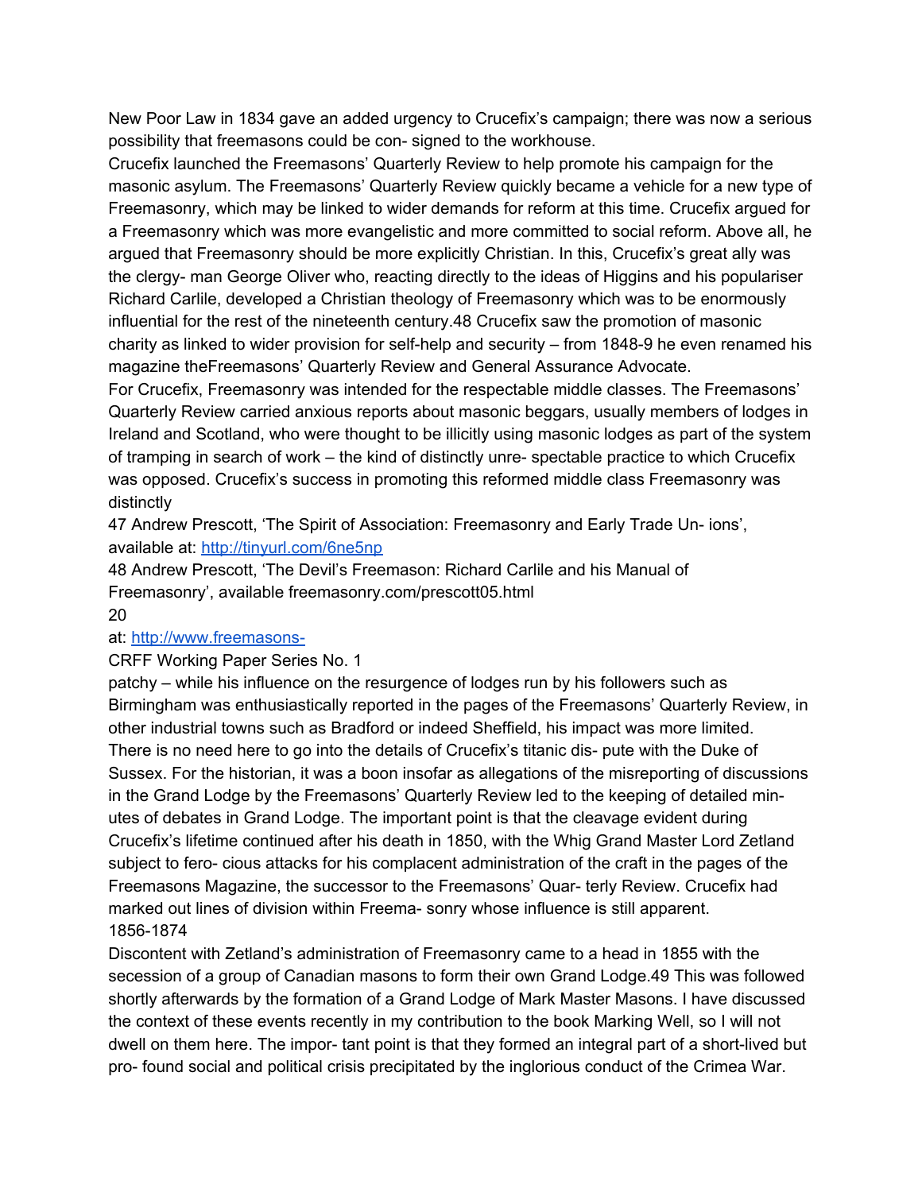New Poor Law in 1834 gave an added urgency to Crucefix's campaign; there was now a serious possibility that freemasons could be con- signed to the workhouse.

Crucefix launched the Freemasons' Quarterly Review to help promote his campaign for the masonic asylum. The Freemasons' Quarterly Review quickly became a vehicle for a new type of Freemasonry, which may be linked to wider demands for reform at this time. Crucefix argued for a Freemasonry which was more evangelistic and more committed to social reform. Above all, he argued that Freemasonry should be more explicitly Christian. In this, Crucefix's great ally was the clergy- man George Oliver who, reacting directly to the ideas of Higgins and his populariser Richard Carlile, developed a Christian theology of Freemasonry which was to be enormously influential for the rest of the nineteenth century.[48] Crucefix saw the promotion of masonic charity as linked to wider provision for self-help and security – from 1848-9 he even renamed his magazine theFreemasons' Quarterly Review and General Assurance Advocate.

For Crucefix, Freemasonry was intended for the respectable middle classes. The Freemasons' Quarterly Review carried anxious reports about masonic beggars, usually members of lodges in Ireland and Scotland, who were thought to be illicitly using masonic lodges as part of the system of tramping in search of work – the kind of distinctly unre- spectable practice to which Crucefix was opposed. Crucefix's success in promoting this reformed middle class Freemasonry was distinctly patchy – while his influence on the resurgence of lodges run by his followers such as Birmingham was enthusiastically reported in the pages of the Freemasons' Quarterly Review, in other industrial towns such as Bradford or indeed Sheffield, his impact was more limited.

There is no need here to go into the details of Crucefix's titanic dis- pute with the Duke of Sussex. For the historian, it was a boon insofar as allegations of the misreporting of discussions in the Grand Lodge by the Freemasons' Quarterly Review led to the keeping of detailed min- utes of debates in Grand Lodge. The important point is that the cleavage evident during Crucefix's lifetime continued after his death in 1850, with the Whig Grand Master Lord Zetland subject to fero- cious attacks for his complacent administration of the craft in the pages of the Freemasons Magazine, the successor to the Freemasons' Quar- terly Review. Crucefix had marked out lines of division within Freema- sonry whose influence is still apparent.

## 1856-1874

Discontent with Zetland's administration of Freemasonry came to a head in 1855 with the secession of a group of Canadian masons to form their own Grand Lodge.[49] This was followed shortly afterwards by the formation of a Grand Lodge of Mark Master Masons. I have discussed the context of these events recently in my contribution to the book Marking Well, so I will not dwell on them here. The impor- tant point is that they formed an integral part of a short-lived but pro- found social and political crisis precipitated by the inglorious conduct of the Crimea War.

47 Andrew Prescott, 'The Spirit of Association: Freemasonry and Early Trade Un- ions', available at: http://tinyurl.com/6ne5np

48 Andrew Prescott, 'The Devil's Freemason: Richard Carlile and his Manual of Freemasonry', available at: http://www.freemasons-freemasonry.com/prescott05.html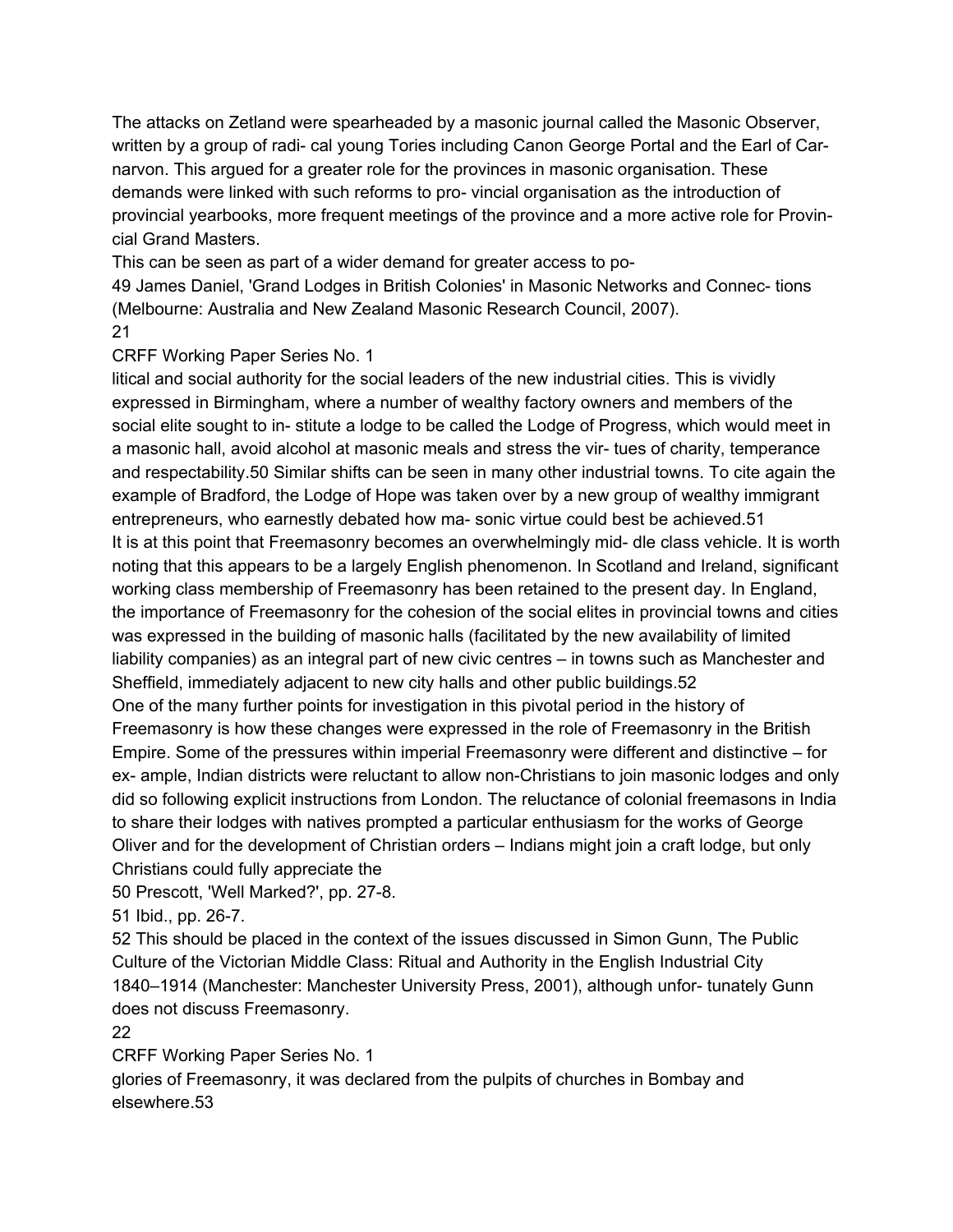The attacks on Zetland were spearheaded by a masonic journal called the Masonic Observer, written by a group of radi- cal young Tories including Canon George Portal and the Earl of Car- narvon. This argued for a greater role for the provinces in masonic organisation. These demands were linked with such reforms to pro- vincial organisation as the introduction of provincial yearbooks, more frequent meetings of the province and a more active role for Provin- cial Grand Masters.

This can be seen as part of a wider demand for greater access to political and social authority for the social leaders of the new industrial cities. This is vividly expressed in Birmingham, where a number of wealthy factory owners and members of the social elite sought to in- stitute a lodge to be called the Lodge of Progress, which would meet in a masonic hall, avoid alcohol at masonic meals and stress the vir- tues of charity, temperance and respectability.[50] Similar shifts can be seen in many other industrial towns. To cite again the example of Bradford, the Lodge of Hope was taken over by a new group of wealthy immigrant entrepreneurs, who earnestly debated how ma- sonic virtue could best be achieved.[51]

It is at this point that Freemasonry becomes an overwhelmingly mid- dle class vehicle. It is worth noting that this appears to be a largely English phenomenon. In Scotland and Ireland, significant working class membership of Freemasonry has been retained to the present day. In England, the importance of Freemasonry for the cohesion of the social elites in provincial towns and cities was expressed in the building of masonic halls (facilitated by the new availability of limited liability companies) as an integral part of new civic centres – in towns such as Manchester and Sheffield, immediately adjacent to new city halls and other public buildings.[52]

One of the many further points for investigation in this pivotal period in the history of Freemasonry is how these changes were expressed in the role of Freemasonry in the British Empire. Some of the pressures within imperial Freemasonry were different and distinctive – for ex- ample, Indian districts were reluctant to allow non-Christians to join masonic lodges and only did so following explicit instructions from London. The reluctance of colonial freemasons in India to share their lodges with natives prompted a particular enthusiasm for the works of George Oliver and for the development of Christian orders – Indians might join a craft lodge, but only Christians could fully appreciate the glories of Freemasonry, it was declared from the pulpits of churches in Bombay and elsewhere.[53]

49 James Daniel, 'Grand Lodges in British Colonies' in Masonic Networks and Connec- tions (Melbourne: Australia and New Zealand Masonic Research Council, 2007).

50 Prescott, 'Well Marked?', pp. 27-8.

51 Ibid., pp. 26-7.

52 This should be placed in the context of the issues discussed in Simon Gunn, The Public Culture of the Victorian Middle Class: Ritual and Authority in the English Industrial City 1840–1914 (Manchester: Manchester University Press, 2001), although unfor- tunately Gunn does not discuss Freemasonry.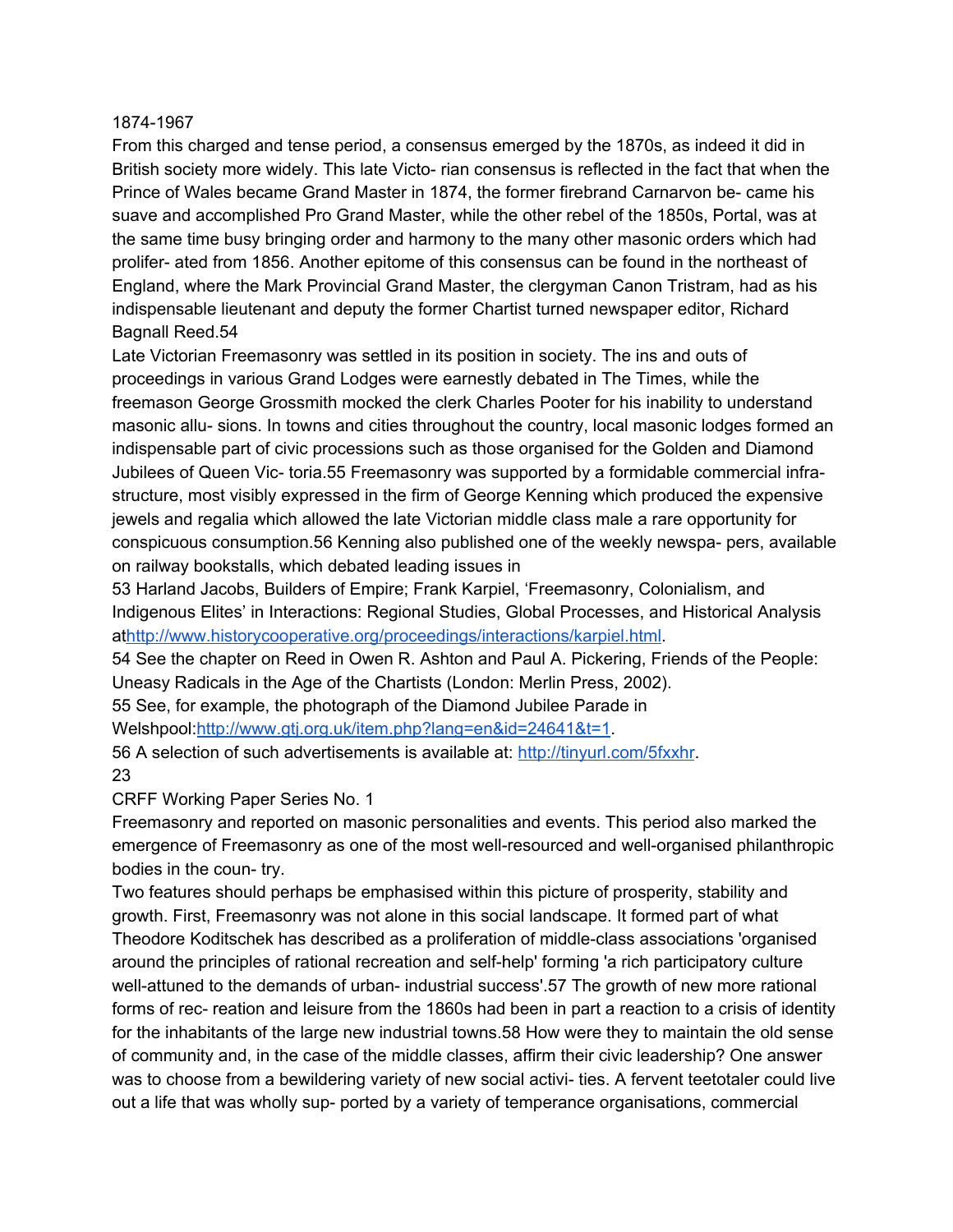## 1874-1967

From this charged and tense period, a consensus emerged by the 1870s, as indeed it did in British society more widely. This late Victo- rian consensus is reflected in the fact that when the Prince of Wales became Grand Master in 1874, the former firebrand Carnarvon be- came his suave and accomplished Pro Grand Master, while the other rebel of the 1850s, Portal, was at the same time busy bringing order and harmony to the many other masonic orders which had prolifer- ated from 1856. Another epitome of this consensus can be found in the northeast of England, where the Mark Provincial Grand Master, the clergyman Canon Tristram, had as his indispensable lieutenant and deputy the former Chartist turned newspaper editor, Richard Bagnall Reed.[54]

Late Victorian Freemasonry was settled in its position in society. The ins and outs of proceedings in various Grand Lodges were earnestly debated in The Times, while the freemason George Grossmith mocked the clerk Charles Pooter for his inability to understand masonic allu- sions. In towns and cities throughout the country, local masonic lodges formed an indispensable part of civic processions such as those organised for the Golden and Diamond Jubilees of Queen Vic- toria.[55] Freemasonry was supported by a formidable commercial infra- structure, most visibly expressed in the firm of George Kenning which produced the expensive jewels and regalia which allowed the late Victorian middle class male a rare opportunity for conspicuous consumption.[56] Kenning also published one of the weekly newspa- pers, available on railway bookstalls, which debated leading issues in Freemasonry and reported on masonic personalities and events. This period also marked the emergence of Freemasonry as one of the most well-resourced and well-organised philanthropic bodies in the coun- try.

Two features should perhaps be emphasised within this picture of prosperity, stability and growth. First, Freemasonry was not alone in this social landscape. It formed part of what Theodore Koditschek has described as a proliferation of middle-class associations 'organised around the principles of rational recreation and self-help' forming 'a rich participatory culture well-attuned to the demands of urban- industrial success'.[57] The growth of new more rational forms of rec- reation and leisure from the 1860s had been in part a reaction to a crisis of identity for the inhabitants of the large new industrial towns.[58] How were they to maintain the old sense of community and, in the case of the middle classes, affirm their civic leadership? One answer was to choose from a bewildering variety of new social activi- ties. A fervent teetotaler could live out a life that was wholly sup- ported by a variety of temperance organisations, commercial

53 Harland Jacobs, Builders of Empire; Frank Karpiel, 'Freemasonry, Colonialism, and Indigenous Elites' in Interactions: Regional Studies, Global Processes, and Historical Analysis athttp://www.historycooperative.org/proceedings/interactions/karpiel.html.

54 See the chapter on Reed in Owen R. Ashton and Paul A. Pickering, Friends of the People: Uneasy Radicals in the Age of the Chartists (London: Merlin Press, 2002).

55 See, for example, the photograph of the Diamond Jubilee Parade in Welshpool:http://www.gtj.org.uk/item.php?lang=en&id=24641&t=1.

56 A selection of such advertisements is available at: http://tinyurl.com/5fxxhr.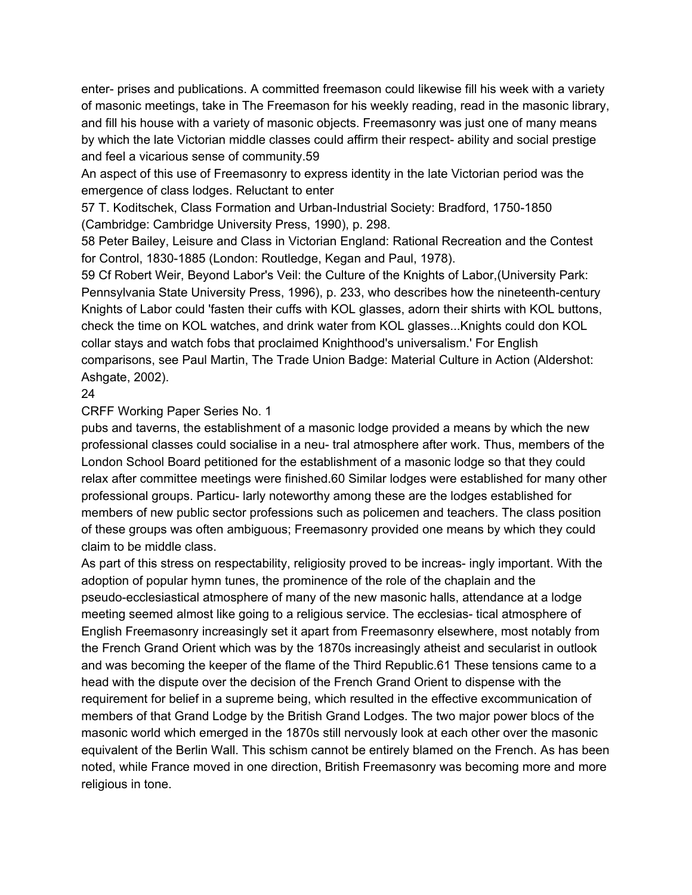enter- prises and publications. A committed freemason could likewise fill his week with a variety of masonic meetings, take in The Freemason for his weekly reading, read in the masonic library, and fill his house with a variety of masonic objects. Freemasonry was just one of many means by which the late Victorian middle classes could affirm their respect- ability and social prestige and feel a vicarious sense of community.[59]

An aspect of this use of Freemasonry to express identity in the late Victorian period was the emergence of class lodges. Reluctant to enter pubs and taverns, the establishment of a masonic lodge provided a means by which the new professional classes could socialise in a neu- tral atmosphere after work. Thus, members of the London School Board petitioned for the establishment of a masonic lodge so that they could relax after committee meetings were finished.[60] Similar lodges were established for many other professional groups. Particu- larly noteworthy among these are the lodges established for members of new public sector professions such as policemen and teachers. The class position of these groups was often ambiguous; Freemasonry provided one means by which they could claim to be middle class.

As part of this stress on respectability, religiosity proved to be increas- ingly important. With the adoption of popular hymn tunes, the prominence of the role of the chaplain and the pseudo-ecclesiastical atmosphere of many of the new masonic halls, attendance at a lodge meeting seemed almost like going to a religious service. The ecclesias- tical atmosphere of English Freemasonry increasingly set it apart from Freemasonry elsewhere, most notably from the French Grand Orient which was by the 1870s increasingly atheist and secularist in outlook and was becoming the keeper of the flame of the Third Republic.[61] These tensions came to a head with the dispute over the decision of the French Grand Orient to dispense with the requirement for belief in a supreme being, which resulted in the effective excommunication of members of that Grand Lodge by the British Grand Lodges. The two major power blocs of the masonic world which emerged in the 1870s still nervously look at each other over the masonic equivalent of the Berlin Wall. This schism cannot be entirely blamed on the French. As has been noted, while France moved in one direction, British Freemasonry was becoming more and more religious in tone.

57 T. Koditschek, Class Formation and Urban-Industrial Society: Bradford, 1750-1850 (Cambridge: Cambridge University Press, 1990), p. 298.

58 Peter Bailey, Leisure and Class in Victorian England: Rational Recreation and the Contest for Control, 1830-1885 (London: Routledge, Kegan and Paul, 1978).

59 Cf Robert Weir, Beyond Labor's Veil: the Culture of the Knights of Labor,(University Park: Pennsylvania State University Press, 1996), p. 233, who describes how the nineteenth-century Knights of Labor could 'fasten their cuffs with KOL glasses, adorn their shirts with KOL buttons, check the time on KOL watches, and drink water from KOL glasses...Knights could don KOL collar stays and watch fobs that proclaimed Knighthood's universalism.' For English comparisons, see Paul Martin, The Trade Union Badge: Material Culture in Action (Aldershot: Ashgate, 2002).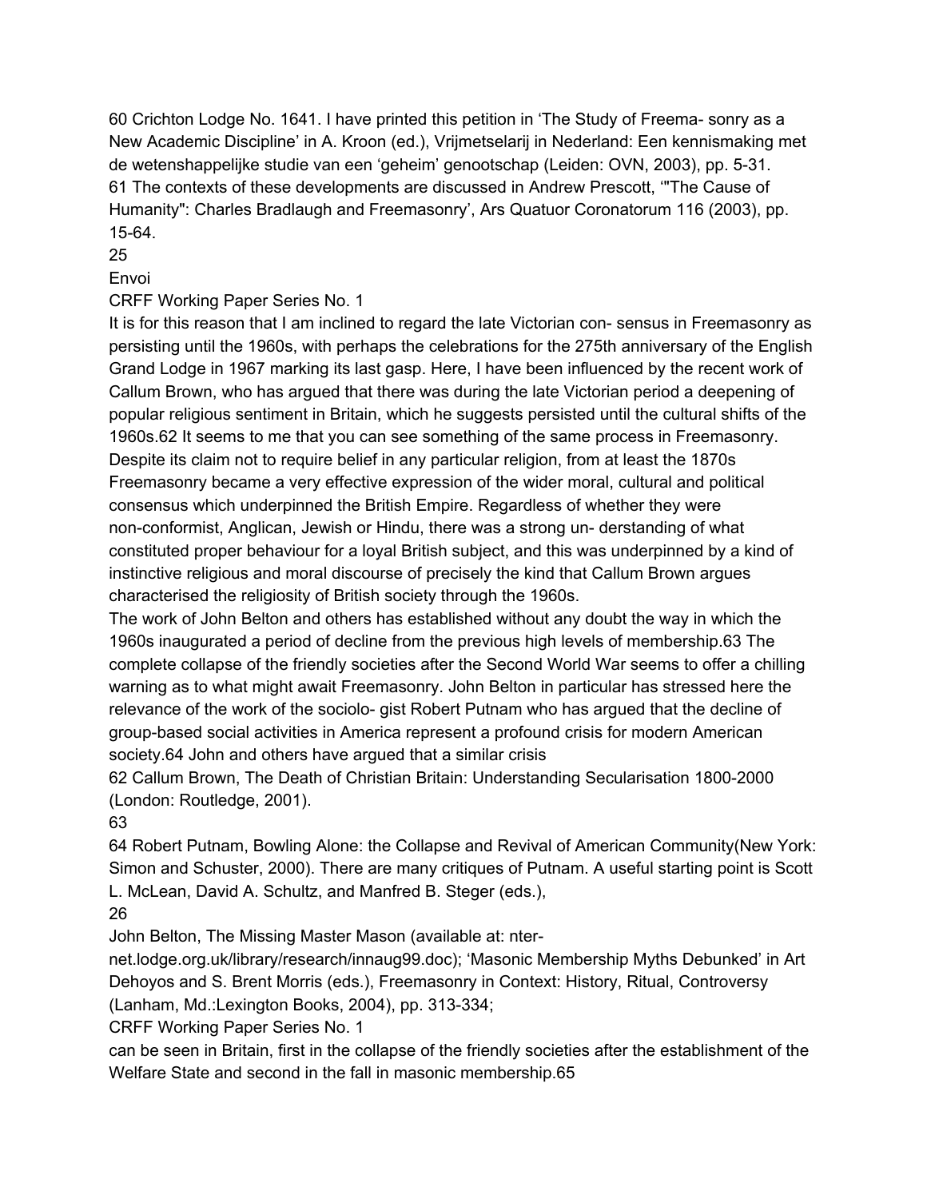60 Crichton Lodge No. 1641. I have printed this petition in 'The Study of Freema- sonry as a New Academic Discipline' in A. Kroon (ed.), Vrijmetselarij in Nederland: Een kennismaking met de wetenshappelijke studie van een 'geheim' genootschap (Leiden: OVN, 2003), pp. 5-31.

61 The contexts of these developments are discussed in Andrew Prescott, '"The Cause of Humanity": Charles Bradlaugh and Freemasonry', Ars Quatuor Coronatorum 116 (2003), pp. 15-64.

It is for this reason that I am inclined to regard the late Victorian con- sensus in Freemasonry as persisting until the 1960s, with perhaps the celebrations for the 275th anniversary of the English Grand Lodge in 1967 marking its last gasp. Here, I have been influenced by the recent work of Callum Brown, who has argued that there was during the late Victorian period a deepening of popular religious sentiment in Britain, which he suggests persisted until the cultural shifts of the 1960s.[62] It seems to me that you can see something of the same process in Freemasonry. Despite its claim not to require belief in any particular religion, from at least the 1870s Freemasonry became a very effective expression of the wider moral, cultural and political consensus which underpinned the British Empire. Regardless of whether they were non-conformist, Anglican, Jewish or Hindu, there was a strong un- derstanding of what constituted proper behaviour for a loyal British subject, and this was underpinned by a kind of instinctive religious and moral discourse of precisely the kind that Callum Brown argues characterised the religiosity of British society through the 1960s.

The work of John Belton and others has established without any doubt the way in which the 1960s inaugurated a period of decline from the previous high levels of membership.[63] The complete collapse of the friendly societies after the Second World War seems to offer a chilling warning as to what might await Freemasonry. John Belton in particular has stressed here the relevance of the work of the sociolo- gist Robert Putnam who has argued that the decline of group-based social activities in America represent a profound crisis for modern American society.[64] John and others have argued that a similar crisis can be seen in Britain, first in the collapse of the friendly societies after the establishment of the Welfare State and second in the fall in masonic membership.[65]

62 Callum Brown, The Death of Christian Britain: Understanding Secularisation 1800-2000 (London: Routledge, 2001).

63 John Belton, The Missing Master Mason (available at: nter- net.lodge.org.uk/library/research/innaug99.doc); 'Masonic Membership Myths Debunked' in Art Dehoyos and S. Brent Morris (eds.), Freemasonry in Context: History, Ritual, Controversy (Lanham, Md.:Lexington Books, 2004), pp. 313-334;

64 Robert Putnam, Bowling Alone: the Collapse and Revival of American Community(New York: Simon and Schuster, 2000). There are many critiques of Putnam. A useful starting point is Scott L. McLean, David A. Schultz, and Manfred B. Steger (eds.),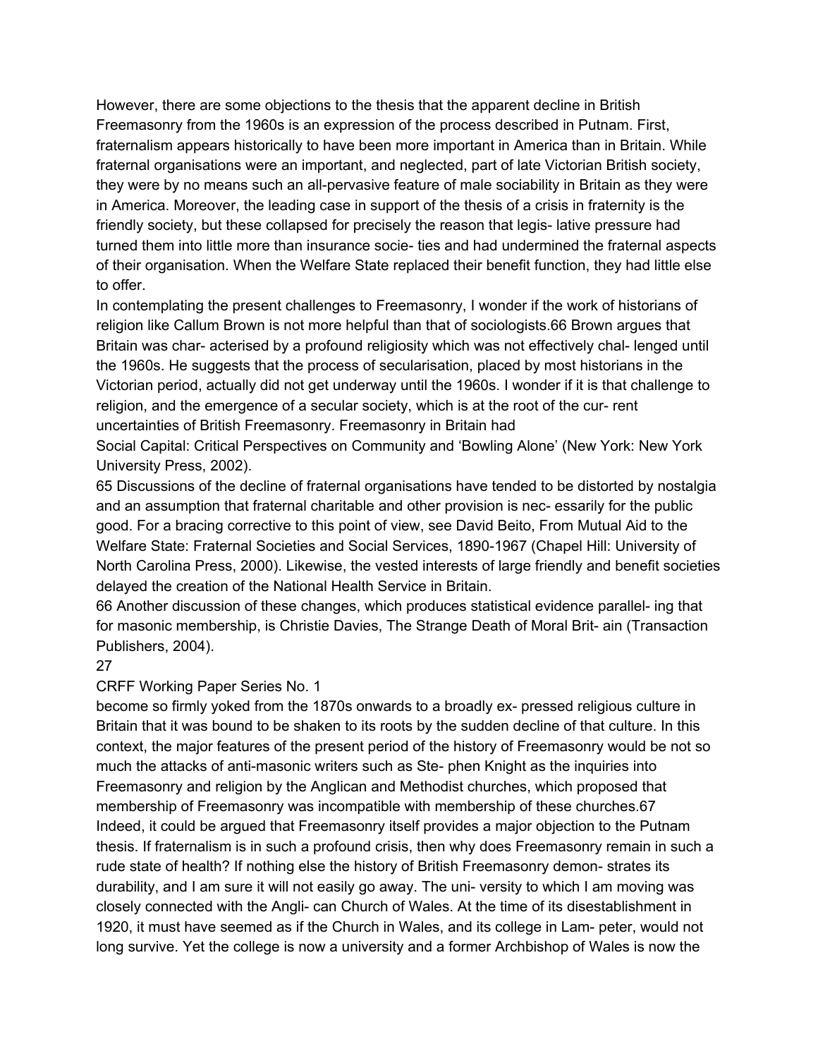However, there are some objections to the thesis that the apparent decline in British Freemasonry from the 1960s is an expression of the process described in Putnam. First, fraternalism appears historically to have been more important in America than in Britain. While fraternal organisations were an important, and neglected, part of late Victorian British society, they were by no means such an all-pervasive feature of male sociability in Britain as they were in America. Moreover, the leading case in support of the thesis of a crisis in fraternity is the friendly society, but these collapsed for precisely the reason that legis- lative pressure had turned them into little more than insurance socie- ties and had undermined the fraternal aspects of their organisation. When the Welfare State replaced their benefit function, they had little else to offer.

In contemplating the present challenges to Freemasonry, I wonder if the work of historians of religion like Callum Brown is not more helpful than that of sociologists.[66] Brown argues that Britain was char- acterised by a profound religiosity which was not effectively chal- lenged until the 1960s. He suggests that the process of secularisation, placed by most historians in the Victorian period, actually did not get underway until the 1960s. I wonder if it is that challenge to religion, and the emergence of a secular society, which is at the root of the cur- rent uncertainties of British Freemasonry. Freemasonry in Britain had become so firmly yoked from the 1870s onwards to a broadly ex- pressed religious culture in Britain that it was bound to be shaken to its roots by the sudden decline of that culture. In this context, the major features of the present period of the history of Freemasonry would be not so much the attacks of anti-masonic writers such as Ste- phen Knight as the inquiries into Freemasonry and religion by the Anglican and Methodist churches, which proposed that membership of Freemasonry was incompatible with membership of these churches.[67]

Indeed, it could be argued that Freemasonry itself provides a major objection to the Putnam thesis. If fraternalism is in such a profound crisis, then why does Freemasonry remain in such a rude state of health? If nothing else the history of British Freemasonry demon- strates its durability, and I am sure it will not easily go away. The uni- versity to which I am moving was closely connected with the Angli- can Church of Wales. At the time of its disestablishment in 1920, it must have seemed as if the Church in Wales, and its college in Lam- peter, would not long survive. Yet the college is now a university and a former Archbishop of Wales is now the

Social Capital: Critical Perspectives on Community and 'Bowling Alone' (New York: New York University Press, 2002).

65 Discussions of the decline of fraternal organisations have tended to be distorted by nostalgia and an assumption that fraternal charitable and other provision is nec- essarily for the public good. For a bracing corrective to this point of view, see David Beito, From Mutual Aid to the Welfare State: Fraternal Societies and Social Services, 1890-1967 (Chapel Hill: University of North Carolina Press, 2000). Likewise, the vested interests of large friendly and benefit societies delayed the creation of the National Health Service in Britain.

66 Another discussion of these changes, which produces statistical evidence parallel- ing that for masonic membership, is Christie Davies, The Strange Death of Moral Brit- ain (Transaction Publishers, 2004).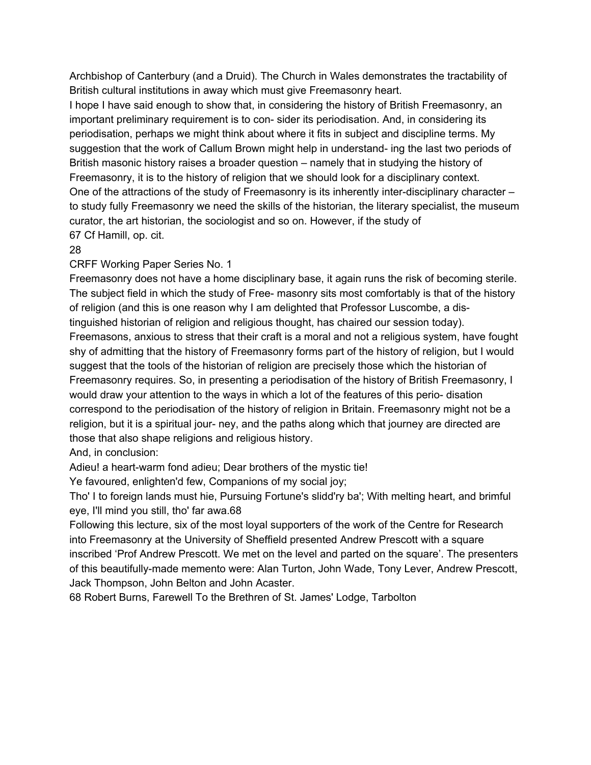Archbishop of Canterbury (and a Druid). The Church in Wales demonstrates the tractability of British cultural institutions in away which must give Freemasonry heart.

I hope I have said enough to show that, in considering the history of British Freemasonry, an important preliminary requirement is to con- sider its periodisation. And, in considering its periodisation, perhaps we might think about where it fits in subject and discipline terms. My suggestion that the work of Callum Brown might help in understand- ing the last two periods of British masonic history raises a broader question – namely that in studying the history of Freemasonry, it is to the history of religion that we should look for a disciplinary context.

One of the attractions of the study of Freemasonry is its inherently inter-disciplinary character – to study fully Freemasonry we need the skills of the historian, the literary specialist, the museum curator, the art historian, the sociologist and so on. However, if the study of Freemasonry does not have a home disciplinary base, it again runs the risk of becoming sterile. The subject field in which the study of Free- masonry sits most comfortably is that of the history of religion (and this is one reason why I am delighted that Professor Luscombe, a dis- tinguished historian of religion and religious thought, has chaired our session today). Freemasons, anxious to stress that their craft is a moral and not a religious system, have fought shy of admitting that the history of Freemasonry forms part of the history of religion, but I would suggest that the tools of the historian of religion are precisely those which the historian of Freemasonry requires. So, in presenting a periodisation of the history of British Freemasonry, I would draw your attention to the ways in which a lot of the features of this perio- disation correspond to the periodisation of the history of religion in Britain. Freemasonry might not be a religion, but it is a spiritual jour- ney, and the paths along which that journey are directed are those that also shape religions and religious history.

And, in conclusion:

Adieu! a heart-warm fond adieu; Dear brothers of the mystic tie!

Ye favoured, enlighten'd few, Companions of my social joy;

Tho' I to foreign lands must hie, Pursuing Fortune's slidd'ry ba'; With melting heart, and brimful eye, I'll mind you still, tho' far awa.[68]

Following this lecture, six of the most loyal supporters of the work of the Centre for Research into Freemasonry at the University of Sheffield presented Andrew Prescott with a square inscribed 'Prof Andrew Prescott. We met on the level and parted on the square'. The presenters of this beautifully-made memento were: Alan Turton, John Wade, Tony Lever, Andrew Prescott, Jack Thompson, John Belton and John Acaster.

67 Cf Hamill, op. cit.

68 Robert Burns, Farewell To the Brethren of St. James' Lodge, Tarbolton